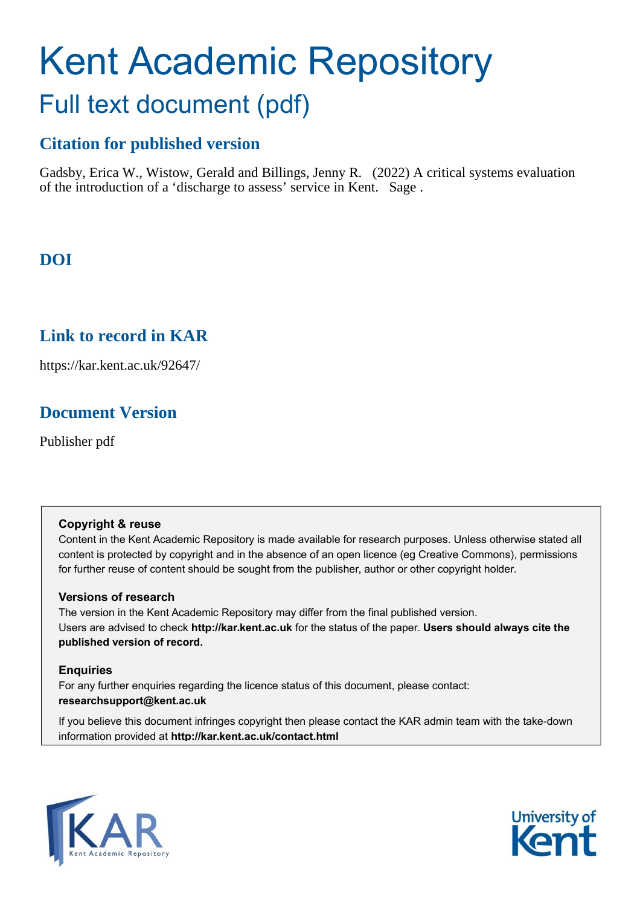# Kent Academic Repository

## Full text document (pdf)

### Citation for published version

Gadsby, Erica W., Wistow, Gerald and Billings, Jenny R. (2022) A critical systems evaluation of the introduction of a 'discharge to assess' service in Kent. Sage .

### DOI

### Link to record in KAR

https://kar.kent.ac.uk/92647/

### Document Version

Publisher pdf

**Copyright & reuse**

Content in the Kent Academic Repository is made available for research purposes. Unless otherwise stated all content is protected by copyright and in the absence of an open licence (eg Creative Commons), permissions for further reuse of content should be sought from the publisher, author or other copyright holder.

**Versions of research**

The version in the Kent Academic Repository may differ from the final published version. Users are advised to check **http://kar.kent.ac.uk** for the status of the paper. **Users should always cite the published version of record.**

**Enquiries**

For any further enquiries regarding the licence status of this document, please contact: **researchsupport@kent.ac.uk**

If you believe this document infringes copyright then please contact the KAR admin team with the take-down information provided at **http://kar.kent.ac.uk/contact.html**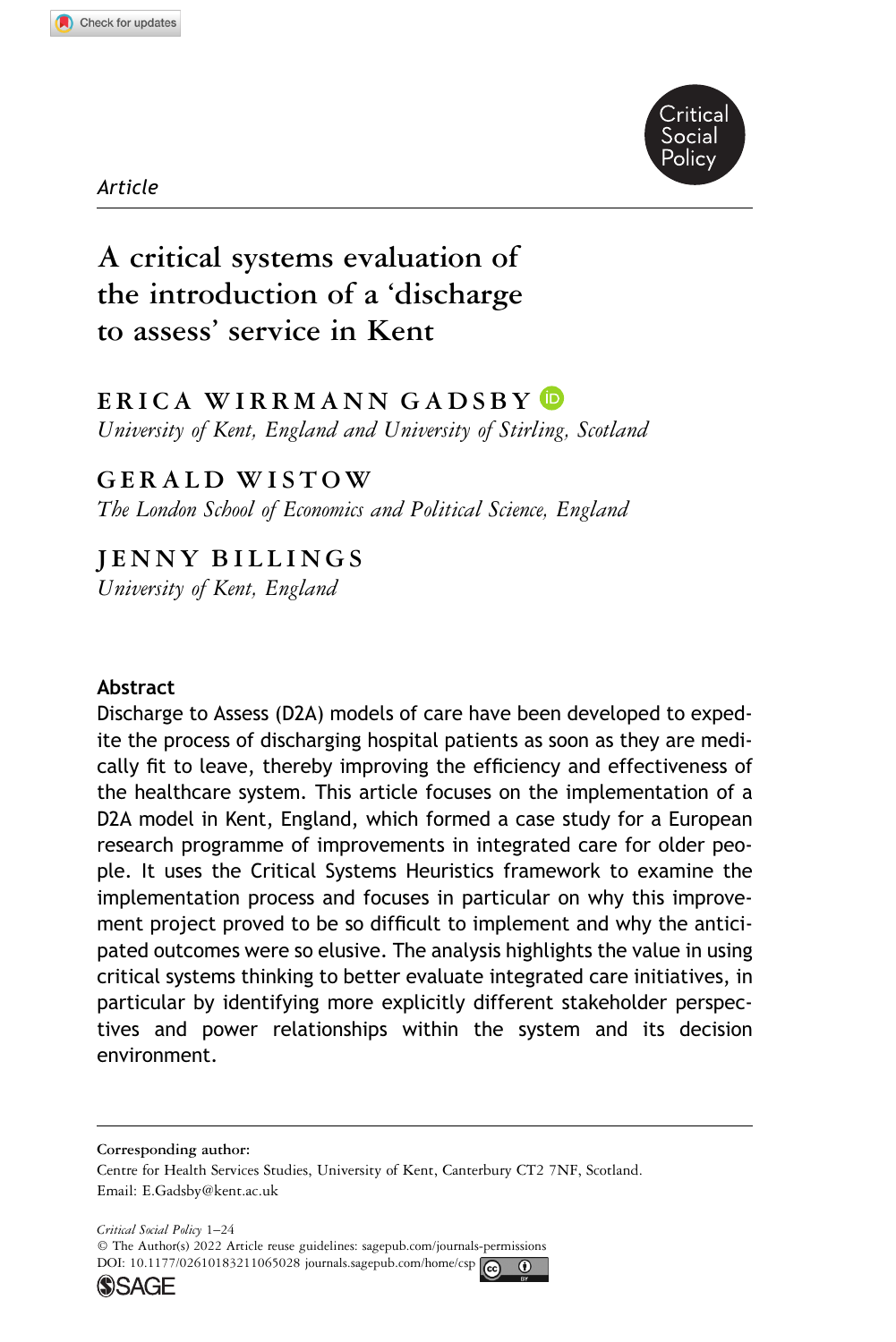Article

# A critical systems evaluation of the introduction of a 'discharge to assess' service in Kent

**ERICA WIRRMANN GADSBY**
*University of Kent, England and University of Stirling, Scotland*

**GERALD WISTOW**
*The London School of Economics and Political Science, England*

**JENNY BILLINGS**
*University of Kent, England*

## Abstract

Discharge to Assess (D2A) models of care have been developed to expedite the process of discharging hospital patients as soon as they are medically fit to leave, thereby improving the efficiency and effectiveness of the healthcare system. This article focuses on the implementation of a D2A model in Kent, England, which formed a case study for a European research programme of improvements in integrated care for older people. It uses the Critical Systems Heuristics framework to examine the implementation process and focuses in particular on why this improvement project proved to be so difficult to implement and why the anticipated outcomes were so elusive. The analysis highlights the value in using critical systems thinking to better evaluate integrated care initiatives, in particular by identifying more explicitly different stakeholder perspectives and power relationships within the system and its decision environment.

**Corresponding author:**
Centre for Health Services Studies, University of Kent, Canterbury CT2 7NF, Scotland.
Email: E.Gadsby@kent.ac.uk

*Critical Social Policy* 1–24
© The Author(s) 2022 Article reuse guidelines: sagepub.com/journals-permissions
DOI: 10.1177/02610183211065028 journals.sagepub.com/home/csp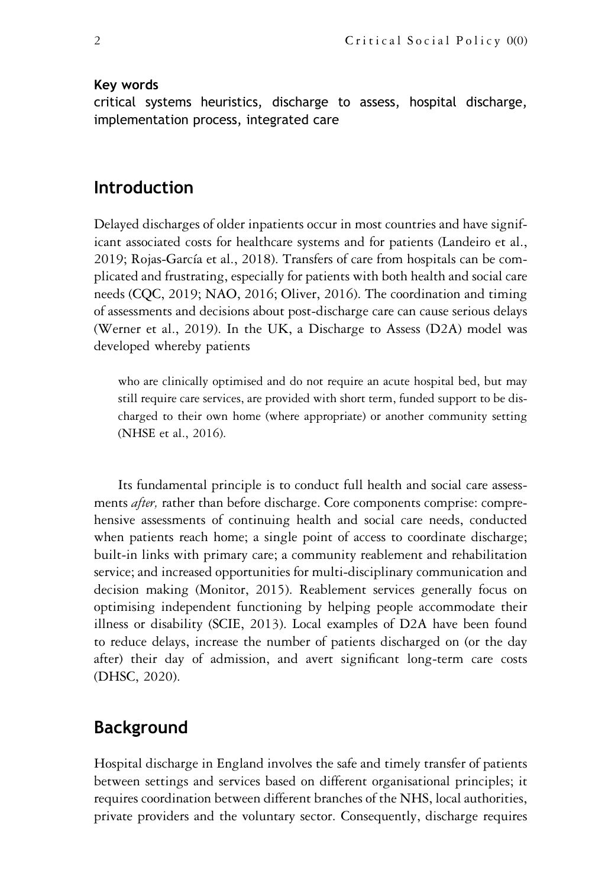**Key words**

critical systems heuristics, discharge to assess, hospital discharge, implementation process, integrated care

## Introduction

Delayed discharges of older inpatients occur in most countries and have significant associated costs for healthcare systems and for patients (Landeiro et al., 2019; Rojas-García et al., 2018). Transfers of care from hospitals can be complicated and frustrating, especially for patients with both health and social care needs (CQC, 2019; NAO, 2016; Oliver, 2016). The coordination and timing of assessments and decisions about post-discharge care can cause serious delays (Werner et al., 2019). In the UK, a Discharge to Assess (D2A) model was developed whereby patients

> who are clinically optimised and do not require an acute hospital bed, but may still require care services, are provided with short term, funded support to be discharged to their own home (where appropriate) or another community setting (NHSE et al., 2016).

Its fundamental principle is to conduct full health and social care assessments *after,* rather than before discharge. Core components comprise: comprehensive assessments of continuing health and social care needs, conducted when patients reach home; a single point of access to coordinate discharge; built-in links with primary care; a community reablement and rehabilitation service; and increased opportunities for multi-disciplinary communication and decision making (Monitor, 2015). Reablement services generally focus on optimising independent functioning by helping people accommodate their illness or disability (SCIE, 2013). Local examples of D2A have been found to reduce delays, increase the number of patients discharged on (or the day after) their day of admission, and avert significant long-term care costs (DHSC, 2020).

## Background

Hospital discharge in England involves the safe and timely transfer of patients between settings and services based on different organisational principles; it requires coordination between different branches of the NHS, local authorities, private providers and the voluntary sector. Consequently, discharge requires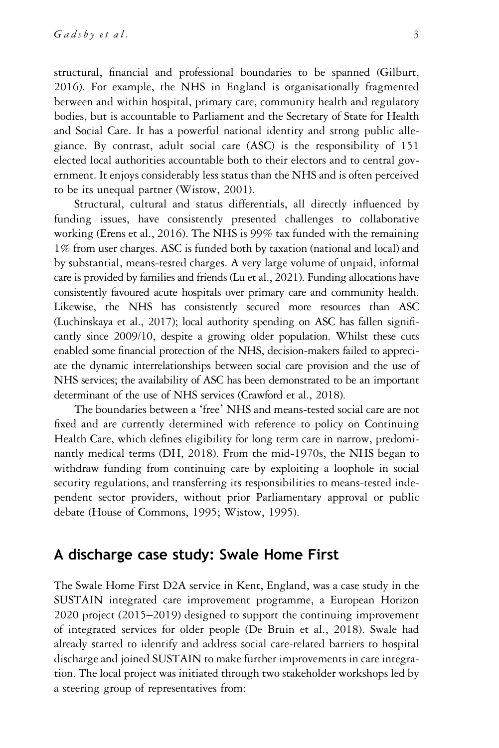structural, financial and professional boundaries to be spanned (Gilburt, 2016). For example, the NHS in England is organisationally fragmented between and within hospital, primary care, community health and regulatory bodies, but is accountable to Parliament and the Secretary of State for Health and Social Care. It has a powerful national identity and strong public allegiance. By contrast, adult social care (ASC) is the responsibility of 151 elected local authorities accountable both to their electors and to central government. It enjoys considerably less status than the NHS and is often perceived to be its unequal partner (Wistow, 2001).

Structural, cultural and status differentials, all directly influenced by funding issues, have consistently presented challenges to collaborative working (Erens et al., 2016). The NHS is 99% tax funded with the remaining 1% from user charges. ASC is funded both by taxation (national and local) and by substantial, means-tested charges. A very large volume of unpaid, informal care is provided by families and friends (Lu et al., 2021). Funding allocations have consistently favoured acute hospitals over primary care and community health. Likewise, the NHS has consistently secured more resources than ASC (Luchinskaya et al., 2017); local authority spending on ASC has fallen significantly since 2009/10, despite a growing older population. Whilst these cuts enabled some financial protection of the NHS, decision-makers failed to appreciate the dynamic interrelationships between social care provision and the use of NHS services; the availability of ASC has been demonstrated to be an important determinant of the use of NHS services (Crawford et al., 2018).

The boundaries between a 'free' NHS and means-tested social care are not fixed and are currently determined with reference to policy on Continuing Health Care, which defines eligibility for long term care in narrow, predominantly medical terms (DH, 2018). From the mid-1970s, the NHS began to withdraw funding from continuing care by exploiting a loophole in social security regulations, and transferring its responsibilities to means-tested independent sector providers, without prior Parliamentary approval or public debate (House of Commons, 1995; Wistow, 1995).

## A discharge case study: Swale Home First

The Swale Home First D2A service in Kent, England, was a case study in the SUSTAIN integrated care improvement programme, a European Horizon 2020 project (2015–2019) designed to support the continuing improvement of integrated services for older people (De Bruin et al., 2018). Swale had already started to identify and address social care-related barriers to hospital discharge and joined SUSTAIN to make further improvements in care integration. The local project was initiated through two stakeholder workshops led by a steering group of representatives from: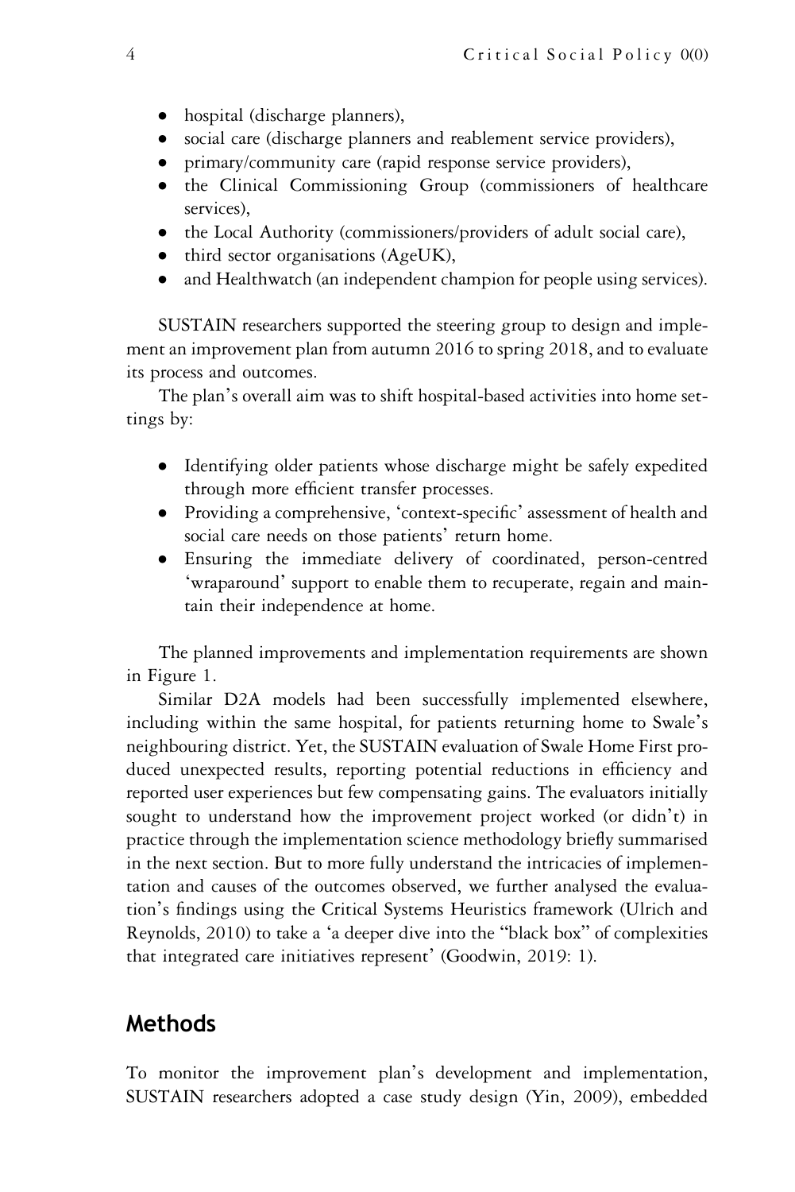- hospital (discharge planners),
- social care (discharge planners and reablement service providers),
- primary/community care (rapid response service providers),
- the Clinical Commissioning Group (commissioners of healthcare services),
- the Local Authority (commissioners/providers of adult social care),
- third sector organisations (AgeUK),
- and Healthwatch (an independent champion for people using services).

SUSTAIN researchers supported the steering group to design and implement an improvement plan from autumn 2016 to spring 2018, and to evaluate its process and outcomes.

The plan's overall aim was to shift hospital-based activities into home settings by:

- Identifying older patients whose discharge might be safely expedited through more efficient transfer processes.
- Providing a comprehensive, 'context-specific' assessment of health and social care needs on those patients' return home.
- Ensuring the immediate delivery of coordinated, person-centred 'wraparound' support to enable them to recuperate, regain and maintain their independence at home.

The planned improvements and implementation requirements are shown in Figure 1.

Similar D2A models had been successfully implemented elsewhere, including within the same hospital, for patients returning home to Swale's neighbouring district. Yet, the SUSTAIN evaluation of Swale Home First produced unexpected results, reporting potential reductions in efficiency and reported user experiences but few compensating gains. The evaluators initially sought to understand how the improvement project worked (or didn't) in practice through the implementation science methodology briefly summarised in the next section. But to more fully understand the intricacies of implementation and causes of the outcomes observed, we further analysed the evaluation's findings using the Critical Systems Heuristics framework (Ulrich and Reynolds, 2010) to take a 'a deeper dive into the "black box" of complexities that integrated care initiatives represent' (Goodwin, 2019: 1).

## Methods

To monitor the improvement plan's development and implementation, SUSTAIN researchers adopted a case study design (Yin, 2009), embedded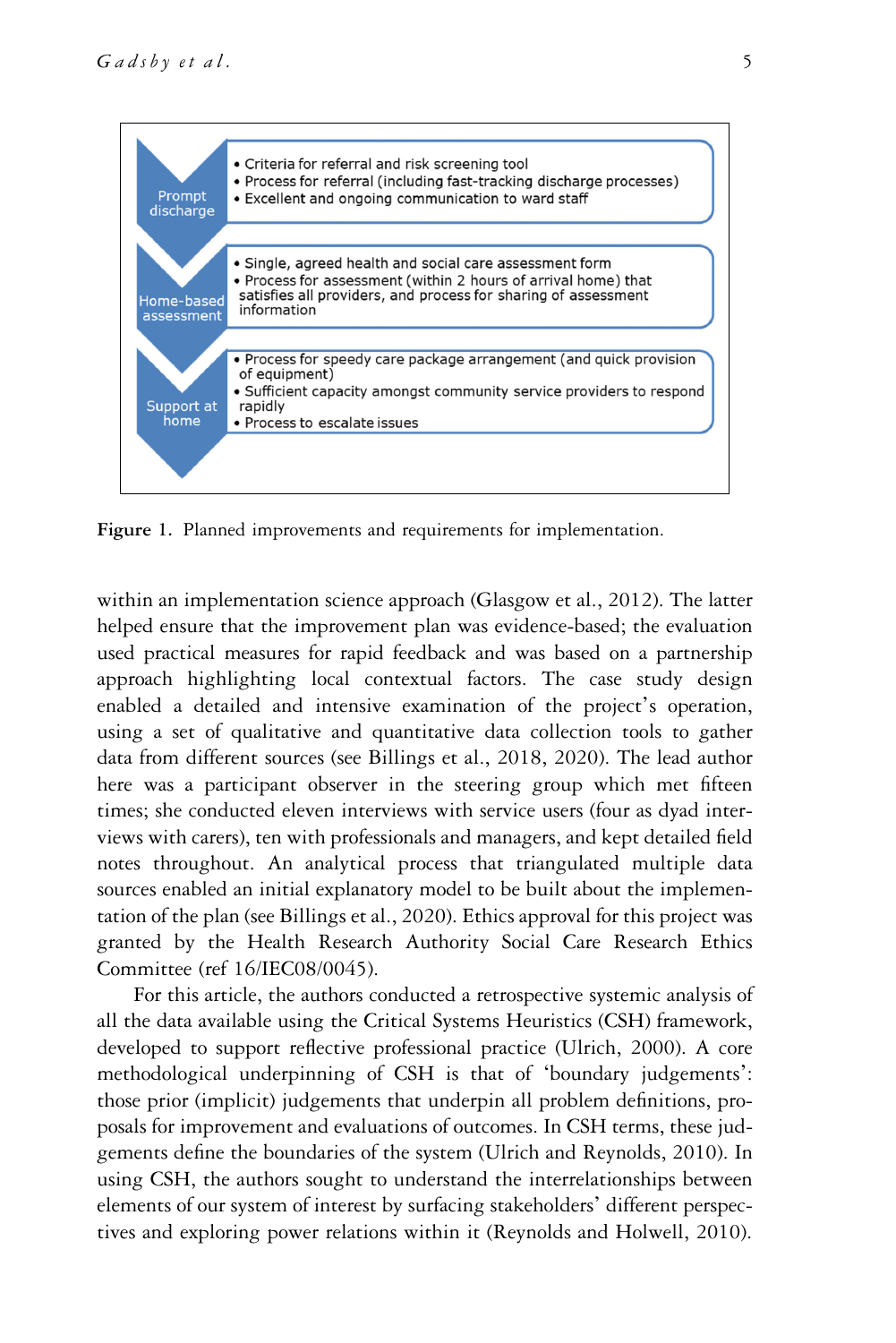Prompt discharge
- Criteria for referral and risk screening tool
- Process for referral (including fast-tracking discharge processes)
- Excellent and ongoing communication to ward staff

Home-based assessment
- Single, agreed health and social care assessment form
- Process for assessment (within 2 hours of arrival home) that satisfies all providers, and process for sharing of assessment information

Support at home
- Process for speedy care package arrangement (and quick provision of equipment)
- Sufficient capacity amongst community service providers to respond rapidly
- Process to escalate issues

**Figure 1.** Planned improvements and requirements for implementation.

within an implementation science approach (Glasgow et al., 2012). The latter helped ensure that the improvement plan was evidence-based; the evaluation used practical measures for rapid feedback and was based on a partnership approach highlighting local contextual factors. The case study design enabled a detailed and intensive examination of the project's operation, using a set of qualitative and quantitative data collection tools to gather data from different sources (see Billings et al., 2018, 2020). The lead author here was a participant observer in the steering group which met fifteen times; she conducted eleven interviews with service users (four as dyad interviews with carers), ten with professionals and managers, and kept detailed field notes throughout. An analytical process that triangulated multiple data sources enabled an initial explanatory model to be built about the implementation of the plan (see Billings et al., 2020). Ethics approval for this project was granted by the Health Research Authority Social Care Research Ethics Committee (ref 16/IEC08/0045).

For this article, the authors conducted a retrospective systemic analysis of all the data available using the Critical Systems Heuristics (CSH) framework, developed to support reflective professional practice (Ulrich, 2000). A core methodological underpinning of CSH is that of 'boundary judgements': those prior (implicit) judgements that underpin all problem definitions, proposals for improvement and evaluations of outcomes. In CSH terms, these judgements define the boundaries of the system (Ulrich and Reynolds, 2010). In using CSH, the authors sought to understand the interrelationships between elements of our system of interest by surfacing stakeholders' different perspectives and exploring power relations within it (Reynolds and Holwell, 2010).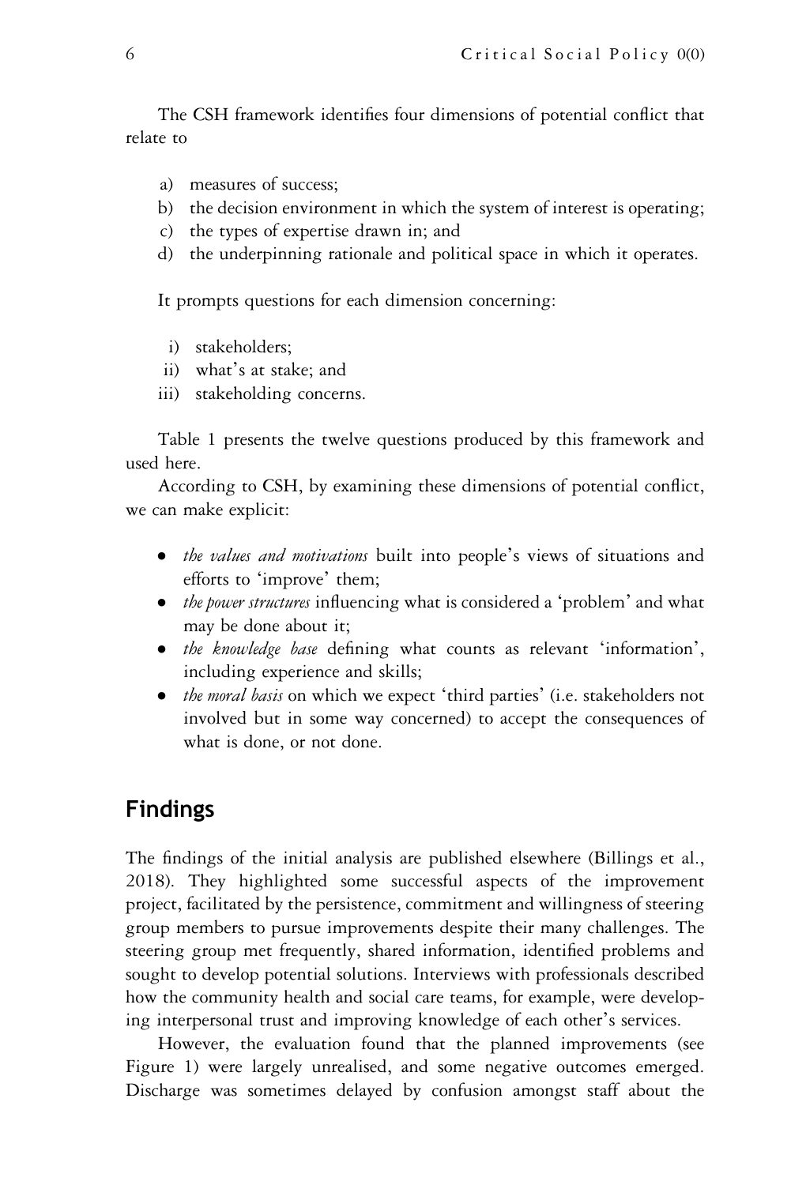The CSH framework identifies four dimensions of potential conflict that relate to

a) measures of success;
b) the decision environment in which the system of interest is operating;
c) the types of expertise drawn in; and
d) the underpinning rationale and political space in which it operates.

It prompts questions for each dimension concerning:

i) stakeholders;
ii) what's at stake; and
iii) stakeholding concerns.

Table 1 presents the twelve questions produced by this framework and used here.

According to CSH, by examining these dimensions of potential conflict, we can make explicit:

- *the values and motivations* built into people's views of situations and efforts to 'improve' them;
- *the power structures* influencing what is considered a 'problem' and what may be done about it;
- *the knowledge base* defining what counts as relevant 'information', including experience and skills;
- *the moral basis* on which we expect 'third parties' (i.e. stakeholders not involved but in some way concerned) to accept the consequences of what is done, or not done.

## Findings

The findings of the initial analysis are published elsewhere (Billings et al., 2018). They highlighted some successful aspects of the improvement project, facilitated by the persistence, commitment and willingness of steering group members to pursue improvements despite their many challenges. The steering group met frequently, shared information, identified problems and sought to develop potential solutions. Interviews with professionals described how the community health and social care teams, for example, were developing interpersonal trust and improving knowledge of each other's services.

However, the evaluation found that the planned improvements (see Figure 1) were largely unrealised, and some negative outcomes emerged. Discharge was sometimes delayed by confusion amongst staff about the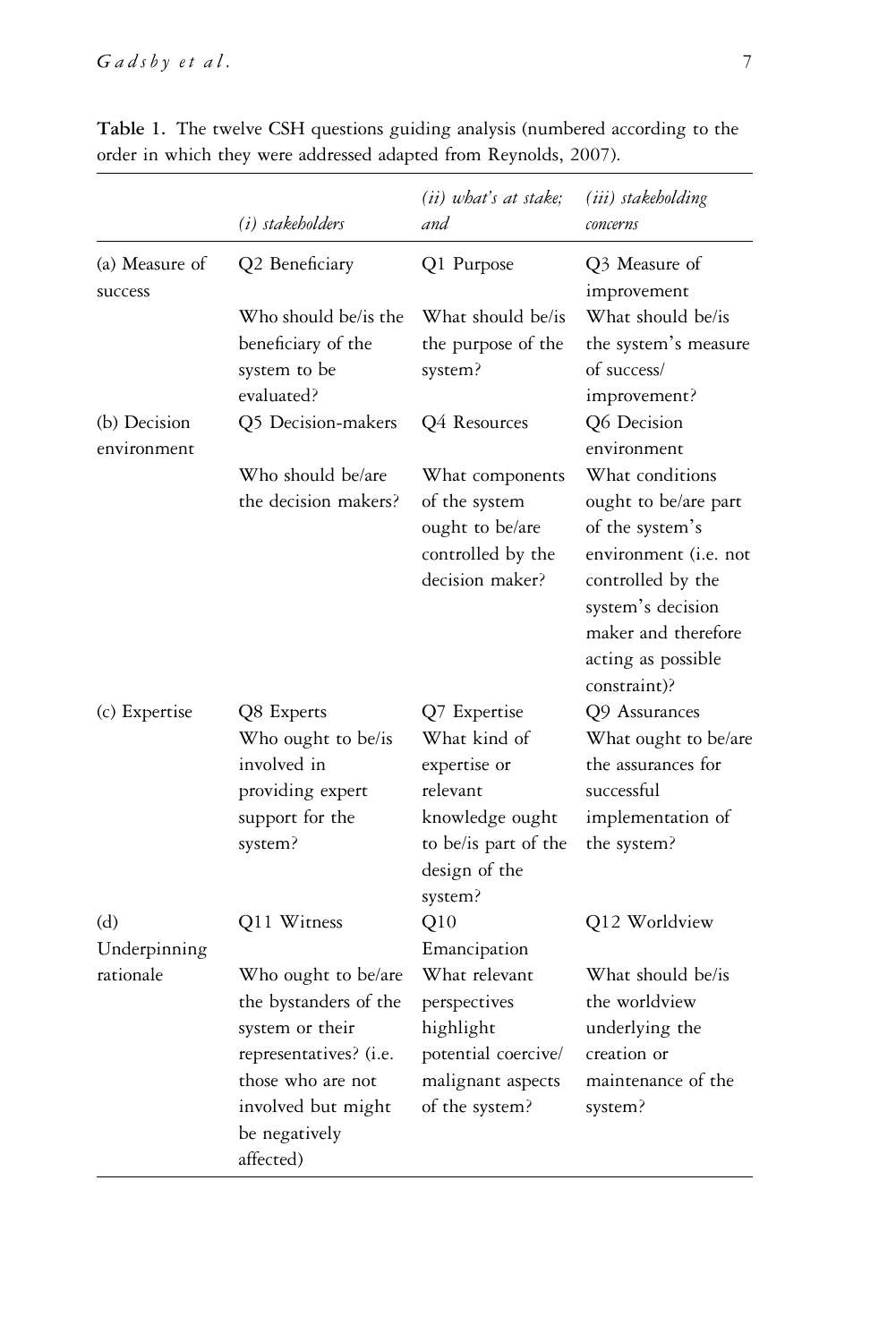**Table 1.** The twelve CSH questions guiding analysis (numbered according to the order in which they were addressed adapted from Reynolds, 2007).

| | *(i) stakeholders* | *(ii) what's at stake; and* | *(iii) stakeholding concerns* |
|---|---|---|---|
| (a) Measure of success | Q2 Beneficiary<br>Who should be/is the beneficiary of the system to be evaluated? | Q1 Purpose<br>What should be/is the purpose of the system? | Q3 Measure of improvement<br>What should be/is the system's measure of success/ improvement? |
| (b) Decision environment | Q5 Decision-makers<br>Who should be/are the decision makers? | Q4 Resources<br>What components of the system ought to be/are controlled by the decision maker? | Q6 Decision environment<br>What conditions ought to be/are part of the system's environment (i.e. not controlled by the system's decision maker and therefore acting as possible constraint)? |
| (c) Expertise | Q8 Experts<br>Who ought to be/is involved in providing expert support for the system? | Q7 Expertise<br>What kind of expertise or relevant knowledge ought to be/is part of the design of the system? | Q9 Assurances<br>What ought to be/are the assurances for successful implementation of the system? |
| (d) Underpinning rationale | Q11 Witness<br>Who ought to be/are the bystanders of the system or their representatives? (i.e. those who are not involved but might be negatively affected) | Q10 Emancipation<br>What relevant perspectives highlight potential coercive/ malignant aspects of the system? | Q12 Worldview<br>What should be/is the worldview underlying the creation or maintenance of the system? |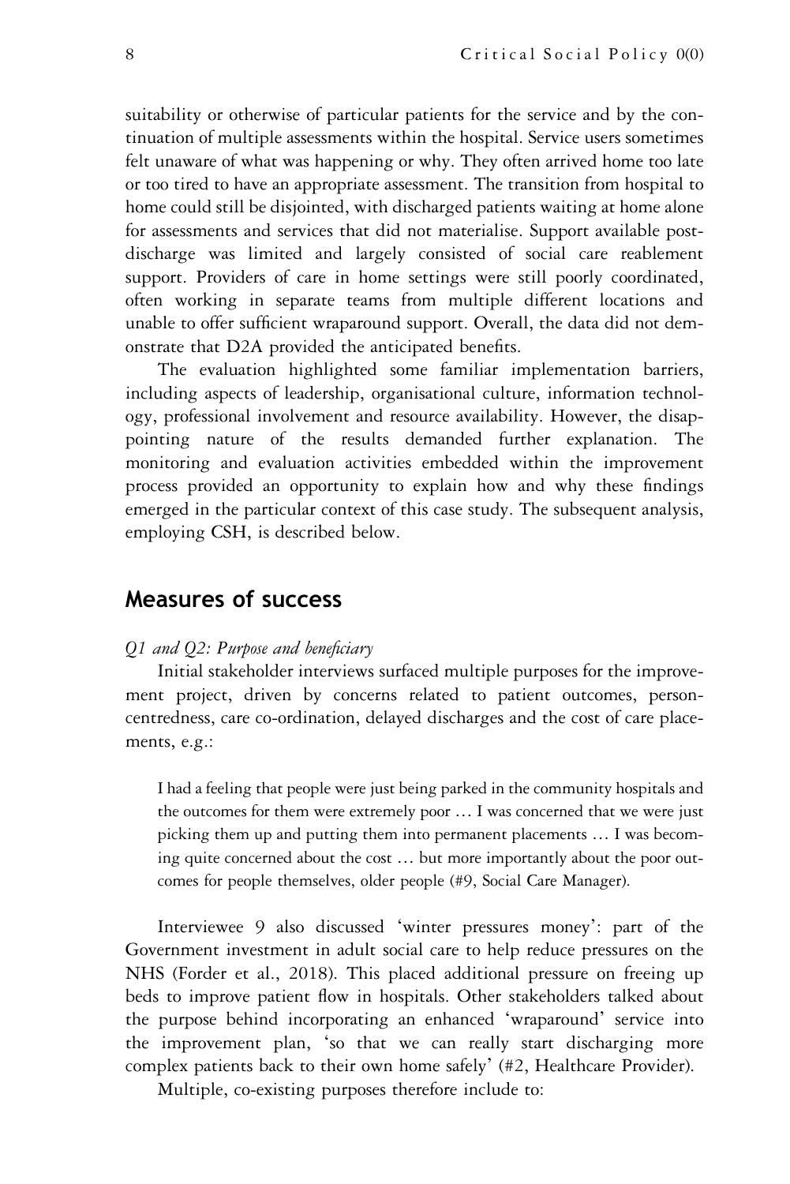suitability or otherwise of particular patients for the service and by the continuation of multiple assessments within the hospital. Service users sometimes felt unaware of what was happening or why. They often arrived home too late or too tired to have an appropriate assessment. The transition from hospital to home could still be disjointed, with discharged patients waiting at home alone for assessments and services that did not materialise. Support available post-discharge was limited and largely consisted of social care reablement support. Providers of care in home settings were still poorly coordinated, often working in separate teams from multiple different locations and unable to offer sufficient wraparound support. Overall, the data did not demonstrate that D2A provided the anticipated benefits.

The evaluation highlighted some familiar implementation barriers, including aspects of leadership, organisational culture, information technology, professional involvement and resource availability. However, the disappointing nature of the results demanded further explanation. The monitoring and evaluation activities embedded within the improvement process provided an opportunity to explain how and why these findings emerged in the particular context of this case study. The subsequent analysis, employing CSH, is described below.

## Measures of success

*Q1 and Q2: Purpose and beneficiary*

Initial stakeholder interviews surfaced multiple purposes for the improvement project, driven by concerns related to patient outcomes, person-centredness, care co-ordination, delayed discharges and the cost of care placements, e.g.:

> I had a feeling that people were just being parked in the community hospitals and the outcomes for them were extremely poor … I was concerned that we were just picking them up and putting them into permanent placements … I was becoming quite concerned about the cost … but more importantly about the poor outcomes for people themselves, older people (#9, Social Care Manager).

Interviewee 9 also discussed 'winter pressures money': part of the Government investment in adult social care to help reduce pressures on the NHS (Forder et al., 2018). This placed additional pressure on freeing up beds to improve patient flow in hospitals. Other stakeholders talked about the purpose behind incorporating an enhanced 'wraparound' service into the improvement plan, 'so that we can really start discharging more complex patients back to their own home safely' (#2, Healthcare Provider).

Multiple, co-existing purposes therefore include to: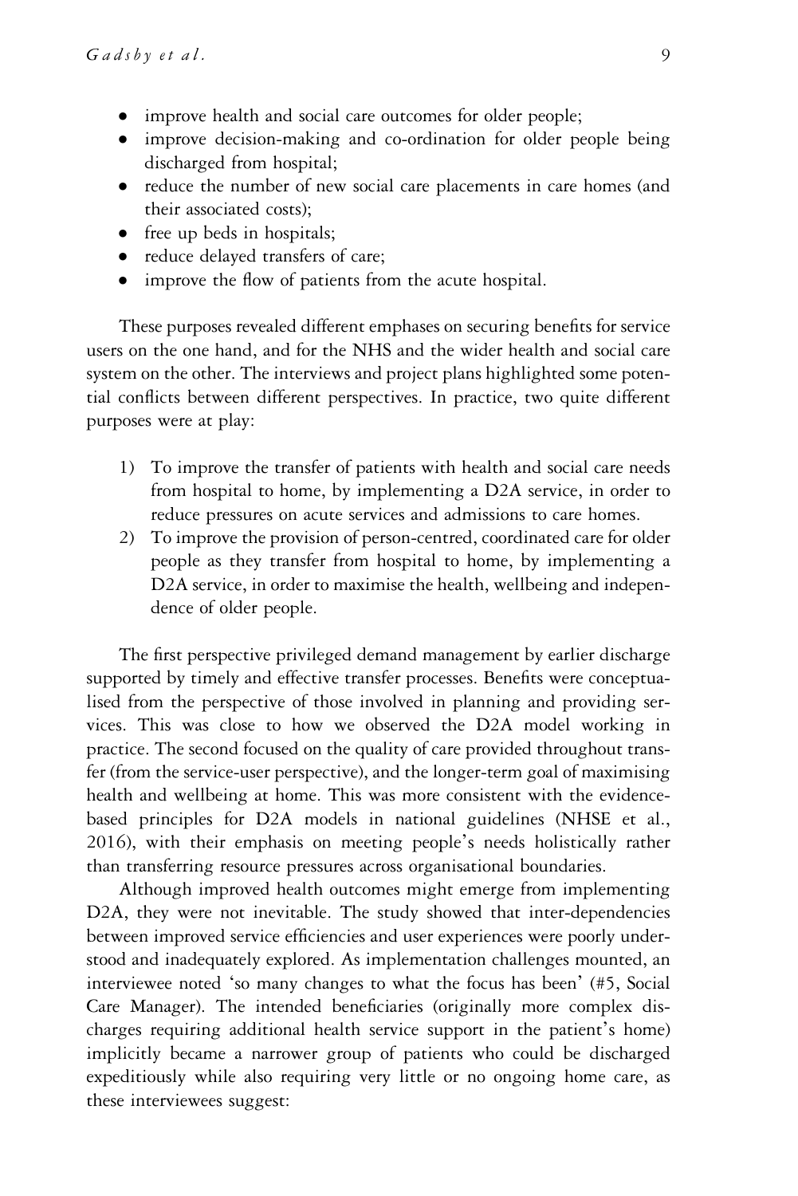- improve health and social care outcomes for older people;
- improve decision-making and co-ordination for older people being discharged from hospital;
- reduce the number of new social care placements in care homes (and their associated costs);
- free up beds in hospitals;
- reduce delayed transfers of care;
- improve the flow of patients from the acute hospital.

These purposes revealed different emphases on securing benefits for service users on the one hand, and for the NHS and the wider health and social care system on the other. The interviews and project plans highlighted some potential conflicts between different perspectives. In practice, two quite different purposes were at play:

1) To improve the transfer of patients with health and social care needs from hospital to home, by implementing a D2A service, in order to reduce pressures on acute services and admissions to care homes.
2) To improve the provision of person-centred, coordinated care for older people as they transfer from hospital to home, by implementing a D2A service, in order to maximise the health, wellbeing and independence of older people.

The first perspective privileged demand management by earlier discharge supported by timely and effective transfer processes. Benefits were conceptualised from the perspective of those involved in planning and providing services. This was close to how we observed the D2A model working in practice. The second focused on the quality of care provided throughout transfer (from the service-user perspective), and the longer-term goal of maximising health and wellbeing at home. This was more consistent with the evidence-based principles for D2A models in national guidelines (NHSE et al., 2016), with their emphasis on meeting people's needs holistically rather than transferring resource pressures across organisational boundaries.

Although improved health outcomes might emerge from implementing D2A, they were not inevitable. The study showed that inter-dependencies between improved service efficiencies and user experiences were poorly understood and inadequately explored. As implementation challenges mounted, an interviewee noted 'so many changes to what the focus has been' (#5, Social Care Manager). The intended beneficiaries (originally more complex discharges requiring additional health service support in the patient's home) implicitly became a narrower group of patients who could be discharged expeditiously while also requiring very little or no ongoing home care, as these interviewees suggest: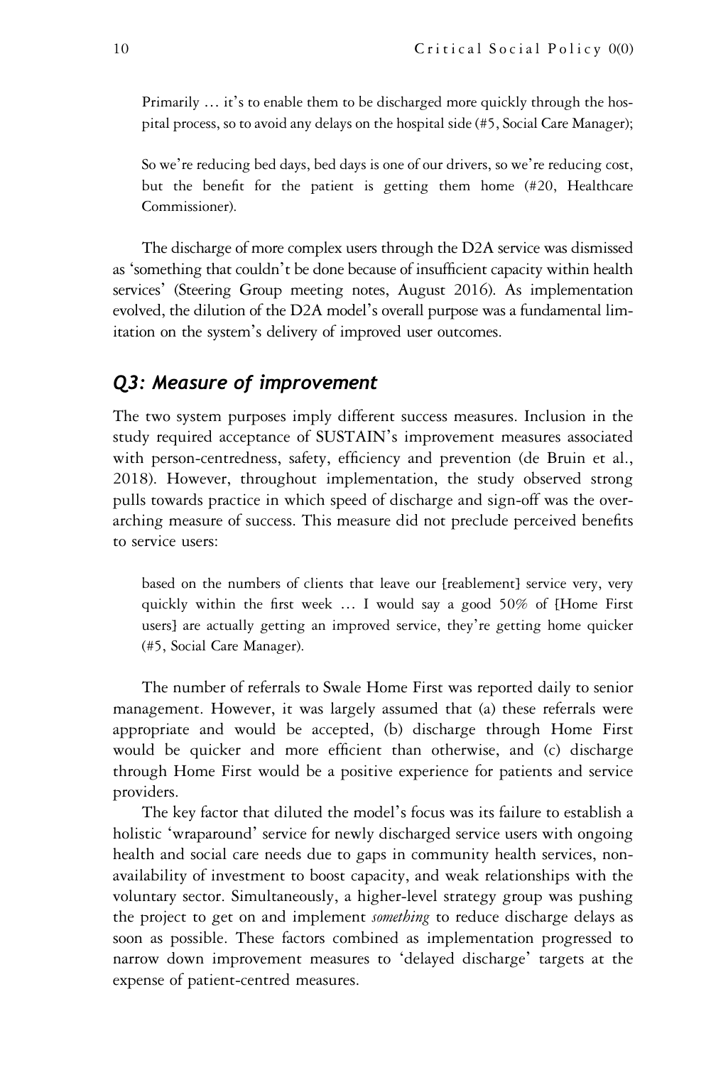> Primarily … it's to enable them to be discharged more quickly through the hospital process, so to avoid any delays on the hospital side (#5, Social Care Manager);

> So we're reducing bed days, bed days is one of our drivers, so we're reducing cost, but the benefit for the patient is getting them home (#20, Healthcare Commissioner).

The discharge of more complex users through the D2A service was dismissed as 'something that couldn't be done because of insufficient capacity within health services' (Steering Group meeting notes, August 2016). As implementation evolved, the dilution of the D2A model's overall purpose was a fundamental limitation on the system's delivery of improved user outcomes.

## *Q3: Measure of improvement*

The two system purposes imply different success measures. Inclusion in the study required acceptance of SUSTAIN's improvement measures associated with person-centredness, safety, efficiency and prevention (de Bruin et al., 2018). However, throughout implementation, the study observed strong pulls towards practice in which speed of discharge and sign-off was the overarching measure of success. This measure did not preclude perceived benefits to service users:

> based on the numbers of clients that leave our [reablement] service very, very quickly within the first week … I would say a good 50% of [Home First users] are actually getting an improved service, they're getting home quicker (#5, Social Care Manager).

The number of referrals to Swale Home First was reported daily to senior management. However, it was largely assumed that (a) these referrals were appropriate and would be accepted, (b) discharge through Home First would be quicker and more efficient than otherwise, and (c) discharge through Home First would be a positive experience for patients and service providers.

The key factor that diluted the model's focus was its failure to establish a holistic 'wraparound' service for newly discharged service users with ongoing health and social care needs due to gaps in community health services, non-availability of investment to boost capacity, and weak relationships with the voluntary sector. Simultaneously, a higher-level strategy group was pushing the project to get on and implement *something* to reduce discharge delays as soon as possible. These factors combined as implementation progressed to narrow down improvement measures to 'delayed discharge' targets at the expense of patient-centred measures.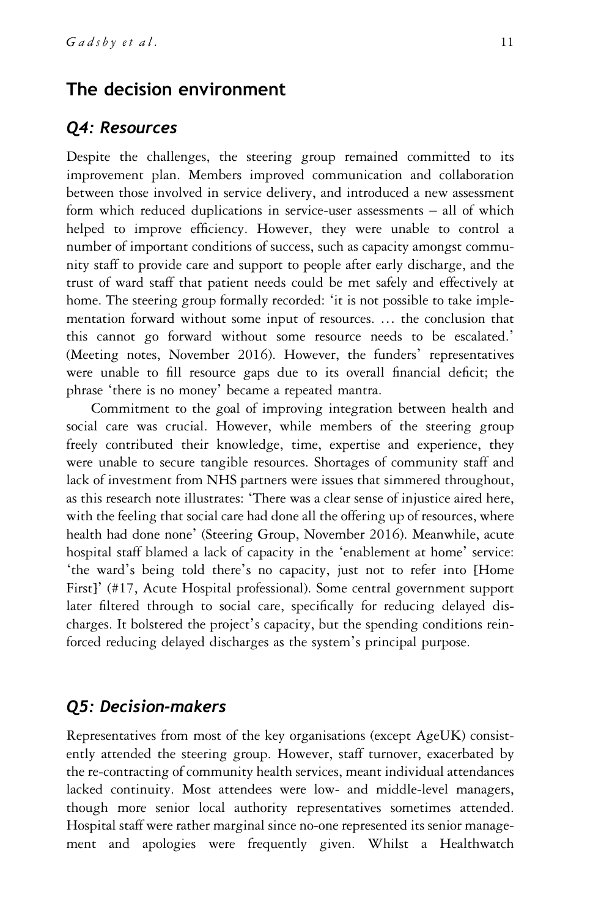## The decision environment

### *Q4: Resources*

Despite the challenges, the steering group remained committed to its improvement plan. Members improved communication and collaboration between those involved in service delivery, and introduced a new assessment form which reduced duplications in service-user assessments – all of which helped to improve efficiency. However, they were unable to control a number of important conditions of success, such as capacity amongst community staff to provide care and support to people after early discharge, and the trust of ward staff that patient needs could be met safely and effectively at home. The steering group formally recorded: 'it is not possible to take implementation forward without some input of resources. … the conclusion that this cannot go forward without some resource needs to be escalated.' (Meeting notes, November 2016). However, the funders' representatives were unable to fill resource gaps due to its overall financial deficit; the phrase 'there is no money' became a repeated mantra.

Commitment to the goal of improving integration between health and social care was crucial. However, while members of the steering group freely contributed their knowledge, time, expertise and experience, they were unable to secure tangible resources. Shortages of community staff and lack of investment from NHS partners were issues that simmered throughout, as this research note illustrates: 'There was a clear sense of injustice aired here, with the feeling that social care had done all the offering up of resources, where health had done none' (Steering Group, November 2016). Meanwhile, acute hospital staff blamed a lack of capacity in the 'enablement at home' service: 'the ward's being told there's no capacity, just not to refer into [Home First]' (#17, Acute Hospital professional). Some central government support later filtered through to social care, specifically for reducing delayed discharges. It bolstered the project's capacity, but the spending conditions reinforced reducing delayed discharges as the system's principal purpose.

### *Q5: Decision-makers*

Representatives from most of the key organisations (except AgeUK) consistently attended the steering group. However, staff turnover, exacerbated by the re-contracting of community health services, meant individual attendances lacked continuity. Most attendees were low- and middle-level managers, though more senior local authority representatives sometimes attended. Hospital staff were rather marginal since no-one represented its senior management and apologies were frequently given. Whilst a Healthwatch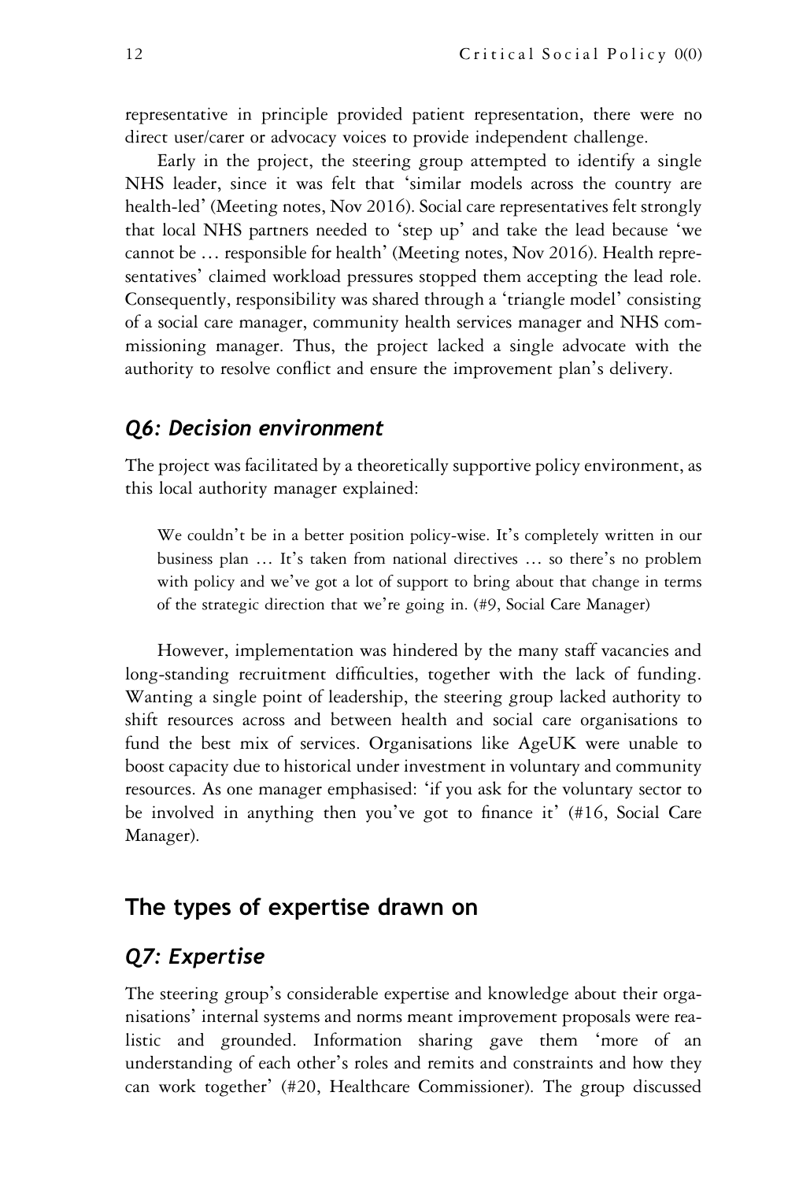representative in principle provided patient representation, there were no direct user/carer or advocacy voices to provide independent challenge.

Early in the project, the steering group attempted to identify a single NHS leader, since it was felt that 'similar models across the country are health-led' (Meeting notes, Nov 2016). Social care representatives felt strongly that local NHS partners needed to 'step up' and take the lead because 'we cannot be … responsible for health' (Meeting notes, Nov 2016). Health representatives' claimed workload pressures stopped them accepting the lead role. Consequently, responsibility was shared through a 'triangle model' consisting of a social care manager, community health services manager and NHS commissioning manager. Thus, the project lacked a single advocate with the authority to resolve conflict and ensure the improvement plan's delivery.

### *Q6: Decision environment*

The project was facilitated by a theoretically supportive policy environment, as this local authority manager explained:

> We couldn't be in a better position policy-wise. It's completely written in our business plan … It's taken from national directives … so there's no problem with policy and we've got a lot of support to bring about that change in terms of the strategic direction that we're going in. (#9, Social Care Manager)

However, implementation was hindered by the many staff vacancies and long-standing recruitment difficulties, together with the lack of funding. Wanting a single point of leadership, the steering group lacked authority to shift resources across and between health and social care organisations to fund the best mix of services. Organisations like AgeUK were unable to boost capacity due to historical under investment in voluntary and community resources. As one manager emphasised: 'if you ask for the voluntary sector to be involved in anything then you've got to finance it' (#16, Social Care Manager).

## The types of expertise drawn on

### *Q7: Expertise*

The steering group's considerable expertise and knowledge about their organisations' internal systems and norms meant improvement proposals were realistic and grounded. Information sharing gave them 'more of an understanding of each other's roles and remits and constraints and how they can work together' (#20, Healthcare Commissioner). The group discussed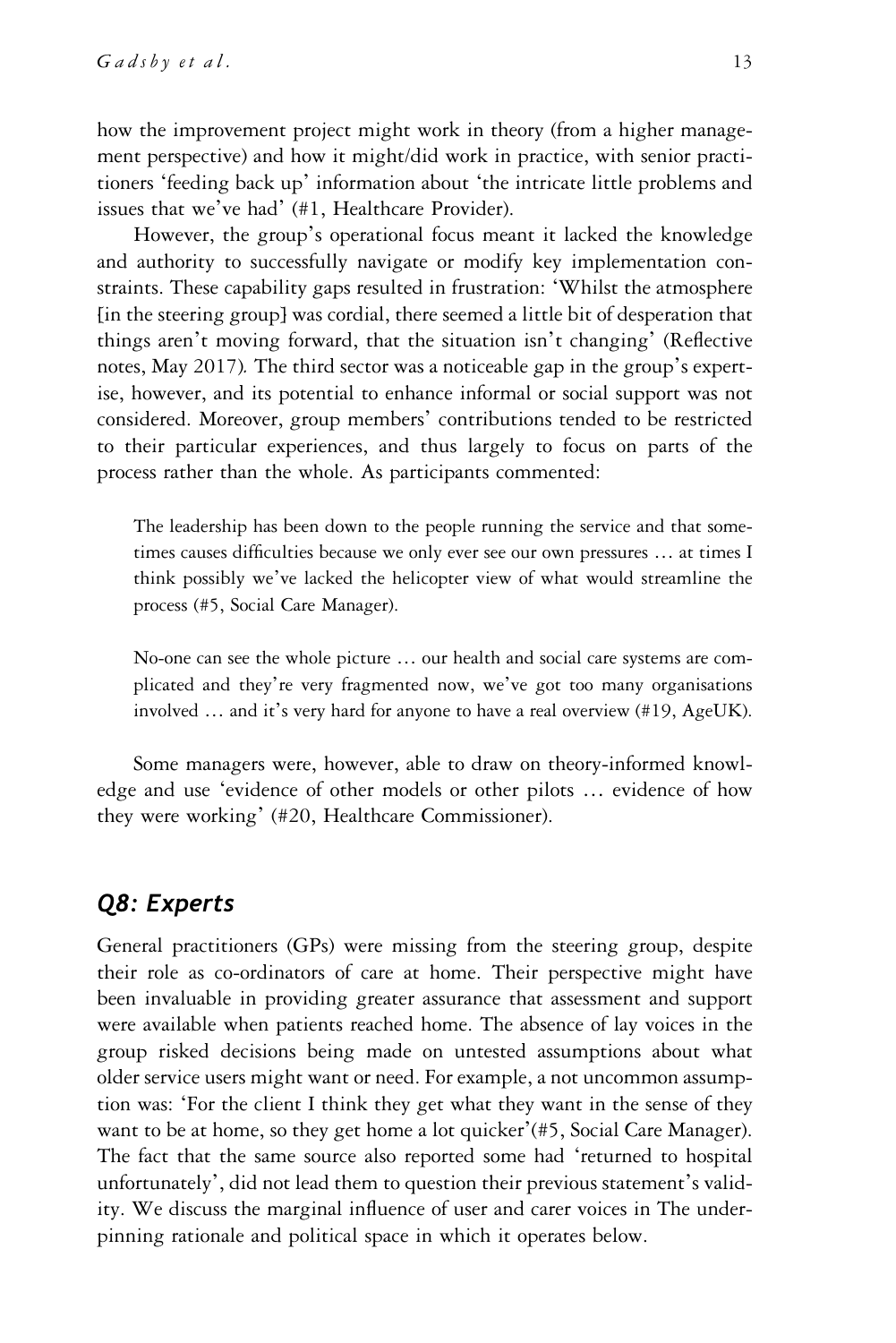how the improvement project might work in theory (from a higher management perspective) and how it might/did work in practice, with senior practitioners 'feeding back up' information about 'the intricate little problems and issues that we've had' (#1, Healthcare Provider).

However, the group's operational focus meant it lacked the knowledge and authority to successfully navigate or modify key implementation constraints. These capability gaps resulted in frustration: 'Whilst the atmosphere [in the steering group] was cordial, there seemed a little bit of desperation that things aren't moving forward, that the situation isn't changing' (Reflective notes, May 2017). The third sector was a noticeable gap in the group's expertise, however, and its potential to enhance informal or social support was not considered. Moreover, group members' contributions tended to be restricted to their particular experiences, and thus largely to focus on parts of the process rather than the whole. As participants commented:

> The leadership has been down to the people running the service and that sometimes causes difficulties because we only ever see our own pressures … at times I think possibly we've lacked the helicopter view of what would streamline the process (#5, Social Care Manager).

> No-one can see the whole picture … our health and social care systems are complicated and they're very fragmented now, we've got too many organisations involved … and it's very hard for anyone to have a real overview (#19, AgeUK).

Some managers were, however, able to draw on theory-informed knowledge and use 'evidence of other models or other pilots … evidence of how they were working' (#20, Healthcare Commissioner).

## *Q8: Experts*

General practitioners (GPs) were missing from the steering group, despite their role as co-ordinators of care at home. Their perspective might have been invaluable in providing greater assurance that assessment and support were available when patients reached home. The absence of lay voices in the group risked decisions being made on untested assumptions about what older service users might want or need. For example, a not uncommon assumption was: 'For the client I think they get what they want in the sense of they want to be at home, so they get home a lot quicker'(#5, Social Care Manager). The fact that the same source also reported some had 'returned to hospital unfortunately', did not lead them to question their previous statement's validity. We discuss the marginal influence of user and carer voices in The underpinning rationale and political space in which it operates below.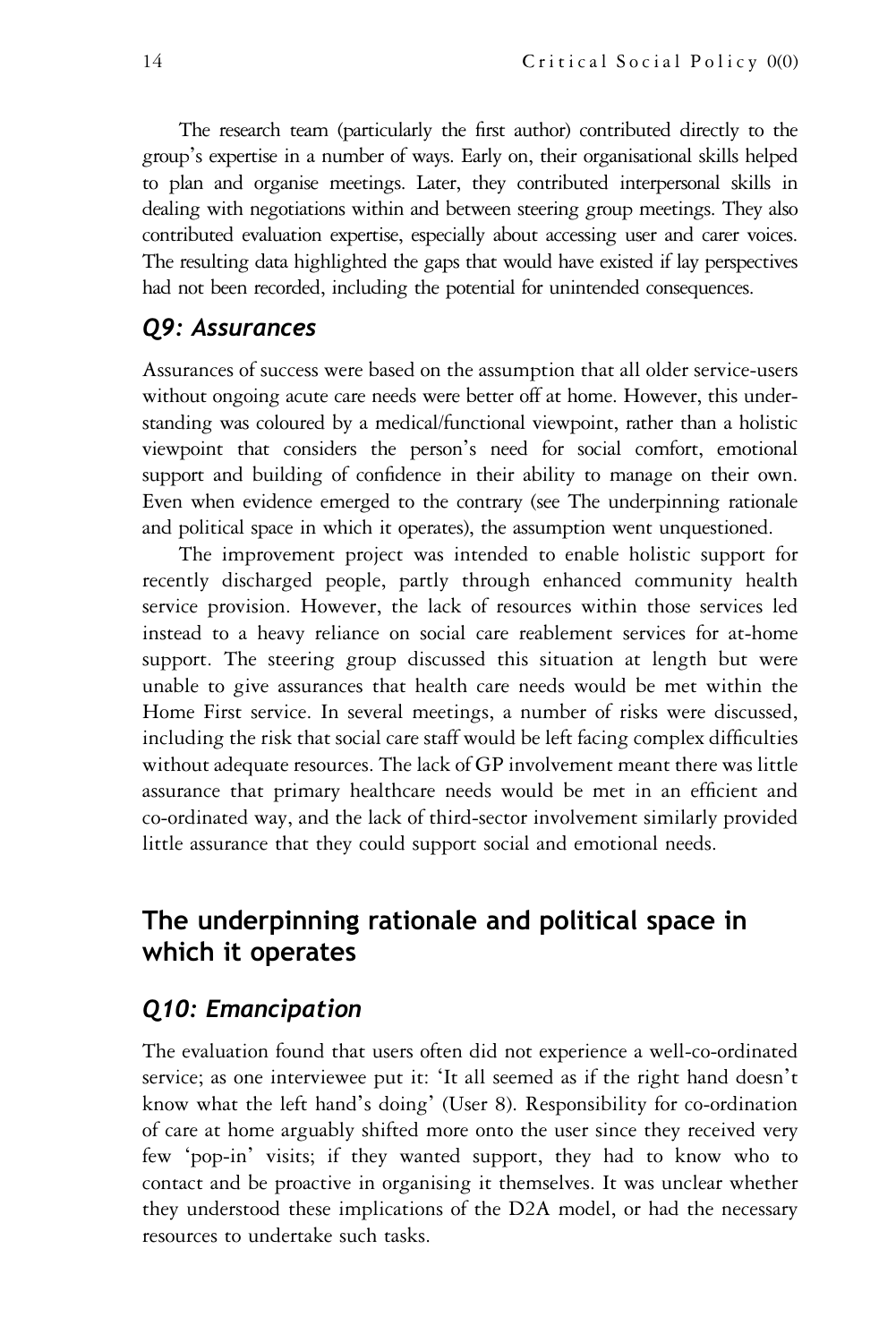The research team (particularly the first author) contributed directly to the group's expertise in a number of ways. Early on, their organisational skills helped to plan and organise meetings. Later, they contributed interpersonal skills in dealing with negotiations within and between steering group meetings. They also contributed evaluation expertise, especially about accessing user and carer voices. The resulting data highlighted the gaps that would have existed if lay perspectives had not been recorded, including the potential for unintended consequences.

### *Q9: Assurances*

Assurances of success were based on the assumption that all older service-users without ongoing acute care needs were better off at home. However, this understanding was coloured by a medical/functional viewpoint, rather than a holistic viewpoint that considers the person's need for social comfort, emotional support and building of confidence in their ability to manage on their own. Even when evidence emerged to the contrary (see The underpinning rationale and political space in which it operates), the assumption went unquestioned.

The improvement project was intended to enable holistic support for recently discharged people, partly through enhanced community health service provision. However, the lack of resources within those services led instead to a heavy reliance on social care reablement services for at-home support. The steering group discussed this situation at length but were unable to give assurances that health care needs would be met within the Home First service. In several meetings, a number of risks were discussed, including the risk that social care staff would be left facing complex difficulties without adequate resources. The lack of GP involvement meant there was little assurance that primary healthcare needs would be met in an efficient and co-ordinated way, and the lack of third-sector involvement similarly provided little assurance that they could support social and emotional needs.

## The underpinning rationale and political space in which it operates

### *Q10: Emancipation*

The evaluation found that users often did not experience a well-co-ordinated service; as one interviewee put it: 'It all seemed as if the right hand doesn't know what the left hand's doing' (User 8). Responsibility for co-ordination of care at home arguably shifted more onto the user since they received very few 'pop-in' visits; if they wanted support, they had to know who to contact and be proactive in organising it themselves. It was unclear whether they understood these implications of the D2A model, or had the necessary resources to undertake such tasks.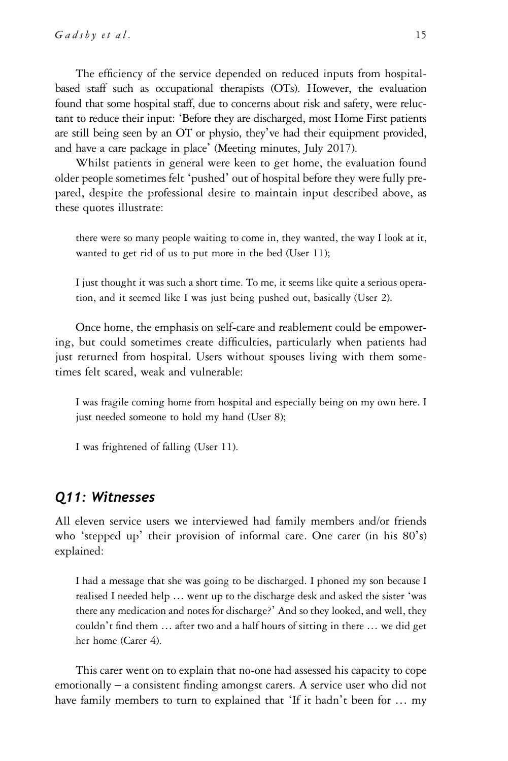The efficiency of the service depended on reduced inputs from hospital-based staff such as occupational therapists (OTs). However, the evaluation found that some hospital staff, due to concerns about risk and safety, were reluctant to reduce their input: 'Before they are discharged, most Home First patients are still being seen by an OT or physio, they've had their equipment provided, and have a care package in place' (Meeting minutes, July 2017).

Whilst patients in general were keen to get home, the evaluation found older people sometimes felt 'pushed' out of hospital before they were fully prepared, despite the professional desire to maintain input described above, as these quotes illustrate:

> there were so many people waiting to come in, they wanted, the way I look at it, wanted to get rid of us to put more in the bed (User 11);

> I just thought it was such a short time. To me, it seems like quite a serious operation, and it seemed like I was just being pushed out, basically (User 2).

Once home, the emphasis on self-care and reablement could be empowering, but could sometimes create difficulties, particularly when patients had just returned from hospital. Users without spouses living with them sometimes felt scared, weak and vulnerable:

> I was fragile coming home from hospital and especially being on my own here. I just needed someone to hold my hand (User 8);

> I was frightened of falling (User 11).

## *Q11: Witnesses*

All eleven service users we interviewed had family members and/or friends who 'stepped up' their provision of informal care. One carer (in his 80's) explained:

> I had a message that she was going to be discharged. I phoned my son because I realised I needed help … went up to the discharge desk and asked the sister 'was there any medication and notes for discharge?' And so they looked, and well, they couldn't find them … after two and a half hours of sitting in there … we did get her home (Carer 4).

This carer went on to explain that no-one had assessed his capacity to cope emotionally – a consistent finding amongst carers. A service user who did not have family members to turn to explained that 'If it hadn't been for … my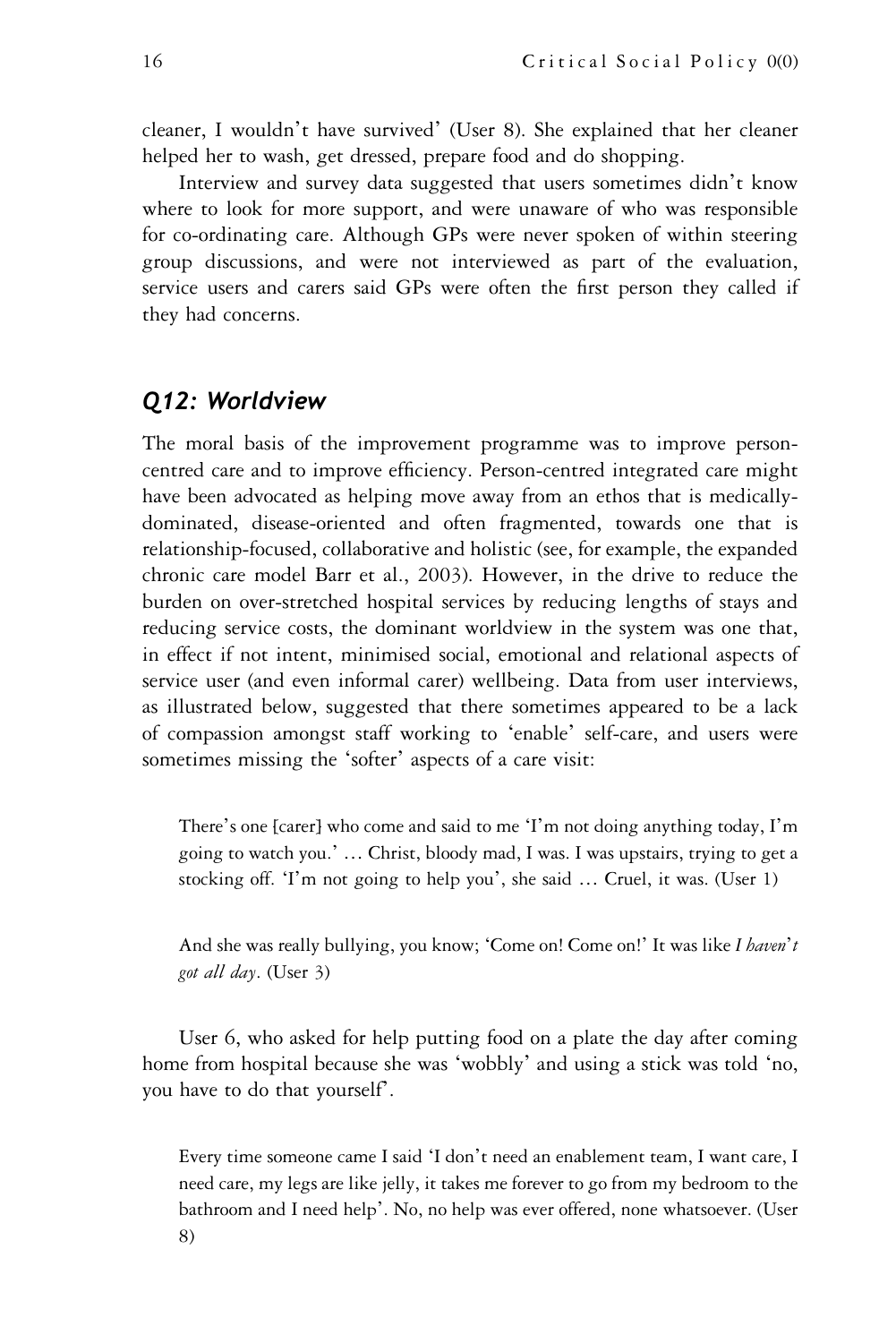cleaner, I wouldn't have survived' (User 8). She explained that her cleaner helped her to wash, get dressed, prepare food and do shopping.

Interview and survey data suggested that users sometimes didn't know where to look for more support, and were unaware of who was responsible for co-ordinating care. Although GPs were never spoken of within steering group discussions, and were not interviewed as part of the evaluation, service users and carers said GPs were often the first person they called if they had concerns.

## *Q12: Worldview*

The moral basis of the improvement programme was to improve person-centred care and to improve efficiency. Person-centred integrated care might have been advocated as helping move away from an ethos that is medically-dominated, disease-oriented and often fragmented, towards one that is relationship-focused, collaborative and holistic (see, for example, the expanded chronic care model Barr et al., 2003). However, in the drive to reduce the burden on over-stretched hospital services by reducing lengths of stays and reducing service costs, the dominant worldview in the system was one that, in effect if not intent, minimised social, emotional and relational aspects of service user (and even informal carer) wellbeing. Data from user interviews, as illustrated below, suggested that there sometimes appeared to be a lack of compassion amongst staff working to 'enable' self-care, and users were sometimes missing the 'softer' aspects of a care visit:

> There's one [carer] who come and said to me 'I'm not doing anything today, I'm going to watch you.' … Christ, bloody mad, I was. I was upstairs, trying to get a stocking off. 'I'm not going to help you', she said … Cruel, it was. (User 1)

> And she was really bullying, you know; 'Come on! Come on!' It was like *I haven't got all day*. (User 3)

User 6, who asked for help putting food on a plate the day after coming home from hospital because she was 'wobbly' and using a stick was told 'no, you have to do that yourself'.

> Every time someone came I said 'I don't need an enablement team, I want care, I need care, my legs are like jelly, it takes me forever to go from my bedroom to the bathroom and I need help'. No, no help was ever offered, none whatsoever. (User 8)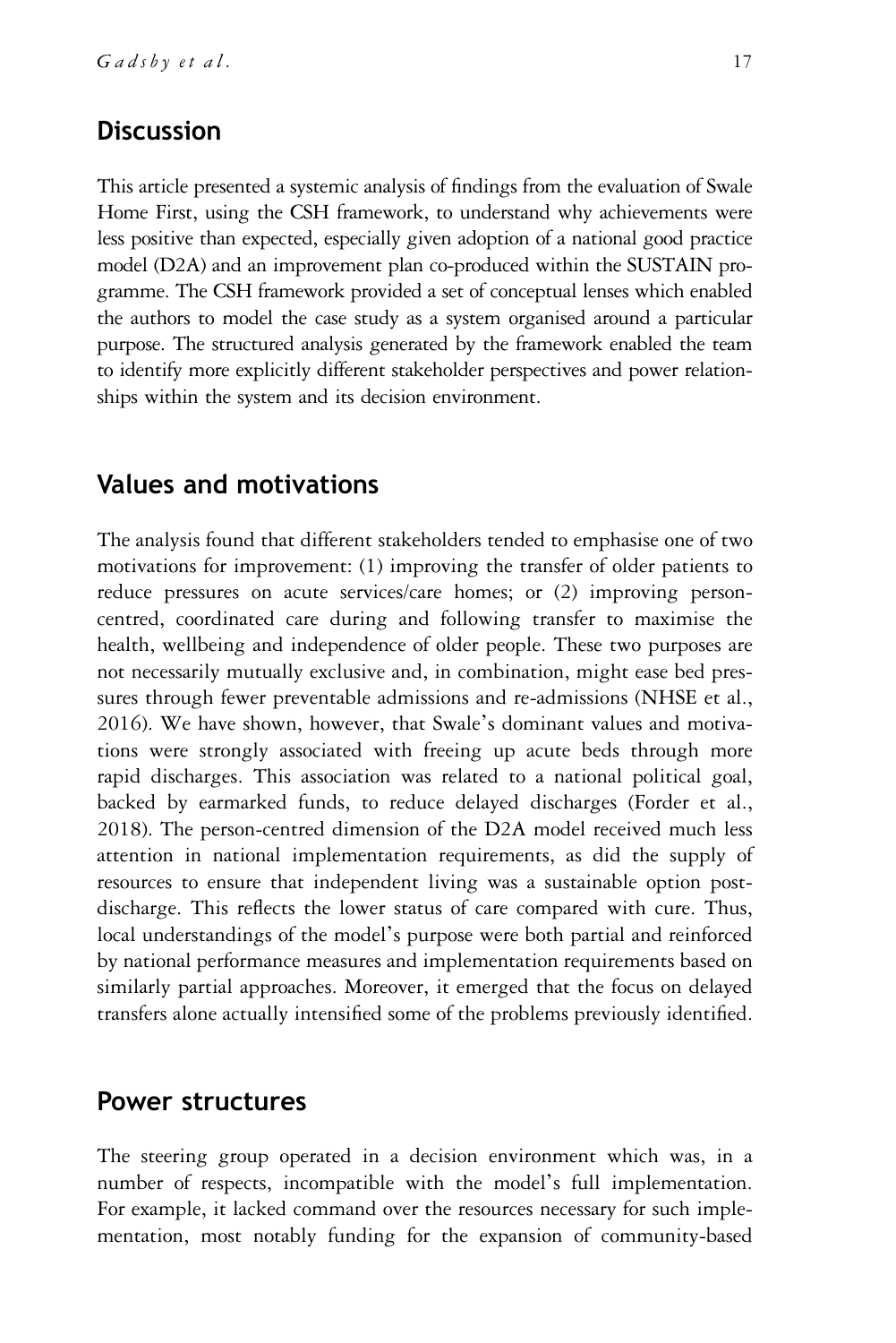## Discussion

This article presented a systemic analysis of findings from the evaluation of Swale Home First, using the CSH framework, to understand why achievements were less positive than expected, especially given adoption of a national good practice model (D2A) and an improvement plan co-produced within the SUSTAIN programme. The CSH framework provided a set of conceptual lenses which enabled the authors to model the case study as a system organised around a particular purpose. The structured analysis generated by the framework enabled the team to identify more explicitly different stakeholder perspectives and power relationships within the system and its decision environment.

## Values and motivations

The analysis found that different stakeholders tended to emphasise one of two motivations for improvement: (1) improving the transfer of older patients to reduce pressures on acute services/care homes; or (2) improving person-centred, coordinated care during and following transfer to maximise the health, wellbeing and independence of older people. These two purposes are not necessarily mutually exclusive and, in combination, might ease bed pressures through fewer preventable admissions and re-admissions (NHSE et al., 2016). We have shown, however, that Swale's dominant values and motivations were strongly associated with freeing up acute beds through more rapid discharges. This association was related to a national political goal, backed by earmarked funds, to reduce delayed discharges (Forder et al., 2018). The person-centred dimension of the D2A model received much less attention in national implementation requirements, as did the supply of resources to ensure that independent living was a sustainable option post-discharge. This reflects the lower status of care compared with cure. Thus, local understandings of the model's purpose were both partial and reinforced by national performance measures and implementation requirements based on similarly partial approaches. Moreover, it emerged that the focus on delayed transfers alone actually intensified some of the problems previously identified.

## Power structures

The steering group operated in a decision environment which was, in a number of respects, incompatible with the model's full implementation. For example, it lacked command over the resources necessary for such implementation, most notably funding for the expansion of community-based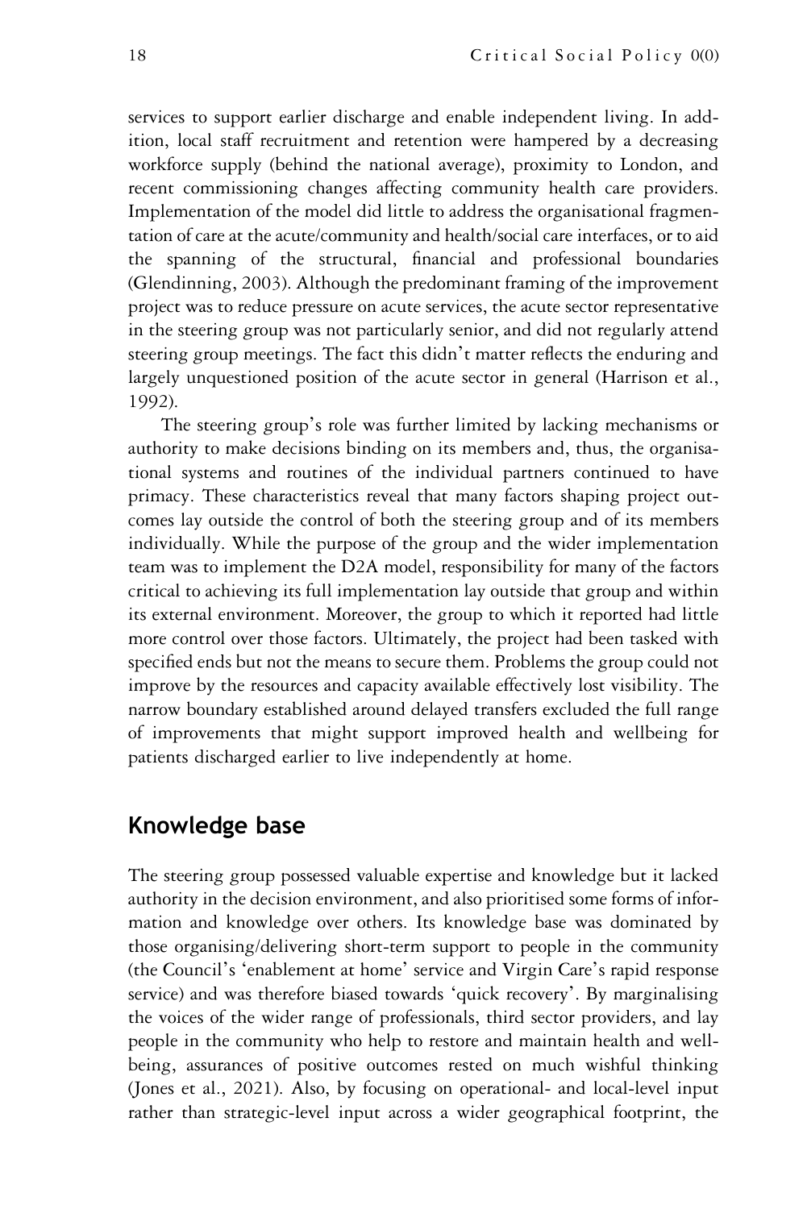services to support earlier discharge and enable independent living. In addition, local staff recruitment and retention were hampered by a decreasing workforce supply (behind the national average), proximity to London, and recent commissioning changes affecting community health care providers. Implementation of the model did little to address the organisational fragmentation of care at the acute/community and health/social care interfaces, or to aid the spanning of the structural, financial and professional boundaries (Glendinning, 2003). Although the predominant framing of the improvement project was to reduce pressure on acute services, the acute sector representative in the steering group was not particularly senior, and did not regularly attend steering group meetings. The fact this didn't matter reflects the enduring and largely unquestioned position of the acute sector in general (Harrison et al., 1992).

The steering group's role was further limited by lacking mechanisms or authority to make decisions binding on its members and, thus, the organisational systems and routines of the individual partners continued to have primacy. These characteristics reveal that many factors shaping project outcomes lay outside the control of both the steering group and of its members individually. While the purpose of the group and the wider implementation team was to implement the D2A model, responsibility for many of the factors critical to achieving its full implementation lay outside that group and within its external environment. Moreover, the group to which it reported had little more control over those factors. Ultimately, the project had been tasked with specified ends but not the means to secure them. Problems the group could not improve by the resources and capacity available effectively lost visibility. The narrow boundary established around delayed transfers excluded the full range of improvements that might support improved health and wellbeing for patients discharged earlier to live independently at home.

## Knowledge base

The steering group possessed valuable expertise and knowledge but it lacked authority in the decision environment, and also prioritised some forms of information and knowledge over others. Its knowledge base was dominated by those organising/delivering short-term support to people in the community (the Council's 'enablement at home' service and Virgin Care's rapid response service) and was therefore biased towards 'quick recovery'. By marginalising the voices of the wider range of professionals, third sector providers, and lay people in the community who help to restore and maintain health and wellbeing, assurances of positive outcomes rested on much wishful thinking (Jones et al., 2021). Also, by focusing on operational- and local-level input rather than strategic-level input across a wider geographical footprint, the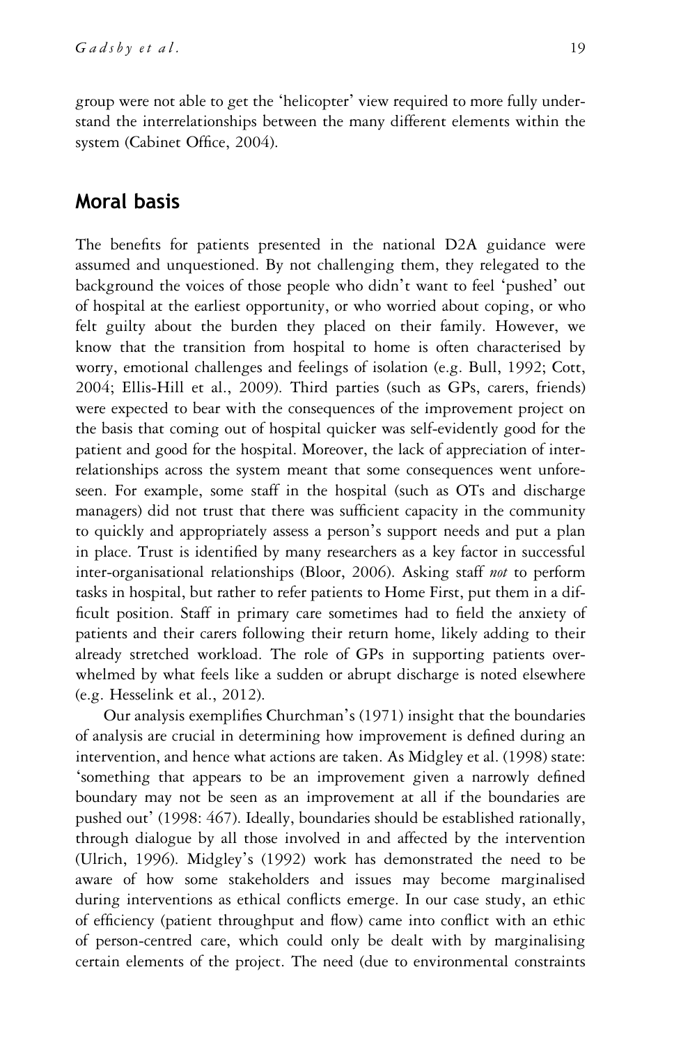group were not able to get the 'helicopter' view required to more fully understand the interrelationships between the many different elements within the system (Cabinet Office, 2004).

## Moral basis

The benefits for patients presented in the national D2A guidance were assumed and unquestioned. By not challenging them, they relegated to the background the voices of those people who didn't want to feel 'pushed' out of hospital at the earliest opportunity, or who worried about coping, or who felt guilty about the burden they placed on their family. However, we know that the transition from hospital to home is often characterised by worry, emotional challenges and feelings of isolation (e.g. Bull, 1992; Cott, 2004; Ellis-Hill et al., 2009). Third parties (such as GPs, carers, friends) were expected to bear with the consequences of the improvement project on the basis that coming out of hospital quicker was self-evidently good for the patient and good for the hospital. Moreover, the lack of appreciation of interrelationships across the system meant that some consequences went unforeseen. For example, some staff in the hospital (such as OTs and discharge managers) did not trust that there was sufficient capacity in the community to quickly and appropriately assess a person's support needs and put a plan in place. Trust is identified by many researchers as a key factor in successful inter-organisational relationships (Bloor, 2006). Asking staff *not* to perform tasks in hospital, but rather to refer patients to Home First, put them in a difficult position. Staff in primary care sometimes had to field the anxiety of patients and their carers following their return home, likely adding to their already stretched workload. The role of GPs in supporting patients overwhelmed by what feels like a sudden or abrupt discharge is noted elsewhere (e.g. Hesselink et al., 2012).

Our analysis exemplifies Churchman's (1971) insight that the boundaries of analysis are crucial in determining how improvement is defined during an intervention, and hence what actions are taken. As Midgley et al. (1998) state: 'something that appears to be an improvement given a narrowly defined boundary may not be seen as an improvement at all if the boundaries are pushed out' (1998: 467). Ideally, boundaries should be established rationally, through dialogue by all those involved in and affected by the intervention (Ulrich, 1996). Midgley's (1992) work has demonstrated the need to be aware of how some stakeholders and issues may become marginalised during interventions as ethical conflicts emerge. In our case study, an ethic of efficiency (patient throughput and flow) came into conflict with an ethic of person-centred care, which could only be dealt with by marginalising certain elements of the project. The need (due to environmental constraints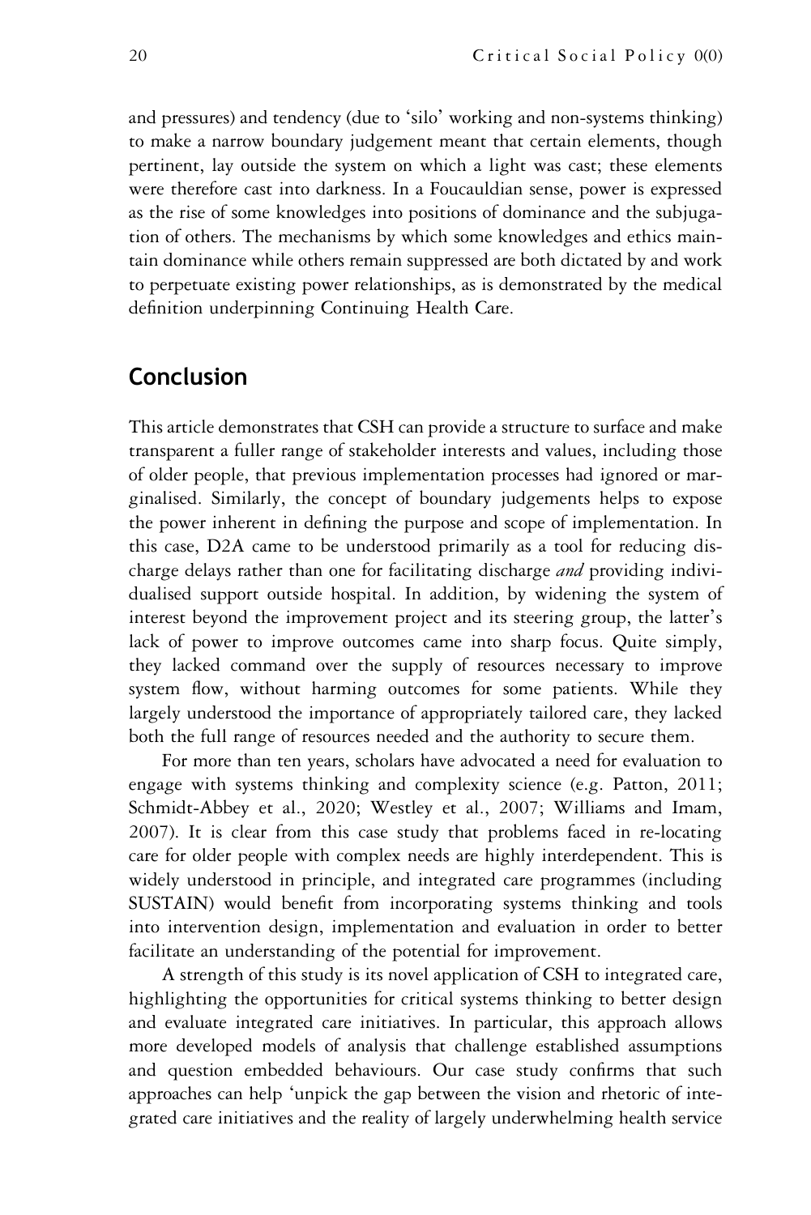and pressures) and tendency (due to 'silo' working and non-systems thinking) to make a narrow boundary judgement meant that certain elements, though pertinent, lay outside the system on which a light was cast; these elements were therefore cast into darkness. In a Foucauldian sense, power is expressed as the rise of some knowledges into positions of dominance and the subjugation of others. The mechanisms by which some knowledges and ethics maintain dominance while others remain suppressed are both dictated by and work to perpetuate existing power relationships, as is demonstrated by the medical definition underpinning Continuing Health Care.

## Conclusion

This article demonstrates that CSH can provide a structure to surface and make transparent a fuller range of stakeholder interests and values, including those of older people, that previous implementation processes had ignored or marginalised. Similarly, the concept of boundary judgements helps to expose the power inherent in defining the purpose and scope of implementation. In this case, D2A came to be understood primarily as a tool for reducing discharge delays rather than one for facilitating discharge *and* providing individualised support outside hospital. In addition, by widening the system of interest beyond the improvement project and its steering group, the latter's lack of power to improve outcomes came into sharp focus. Quite simply, they lacked command over the supply of resources necessary to improve system flow, without harming outcomes for some patients. While they largely understood the importance of appropriately tailored care, they lacked both the full range of resources needed and the authority to secure them.

For more than ten years, scholars have advocated a need for evaluation to engage with systems thinking and complexity science (e.g. Patton, 2011; Schmidt-Abbey et al., 2020; Westley et al., 2007; Williams and Imam, 2007). It is clear from this case study that problems faced in re-locating care for older people with complex needs are highly interdependent. This is widely understood in principle, and integrated care programmes (including SUSTAIN) would benefit from incorporating systems thinking and tools into intervention design, implementation and evaluation in order to better facilitate an understanding of the potential for improvement.

A strength of this study is its novel application of CSH to integrated care, highlighting the opportunities for critical systems thinking to better design and evaluate integrated care initiatives. In particular, this approach allows more developed models of analysis that challenge established assumptions and question embedded behaviours. Our case study confirms that such approaches can help 'unpick the gap between the vision and rhetoric of integrated care initiatives and the reality of largely underwhelming health service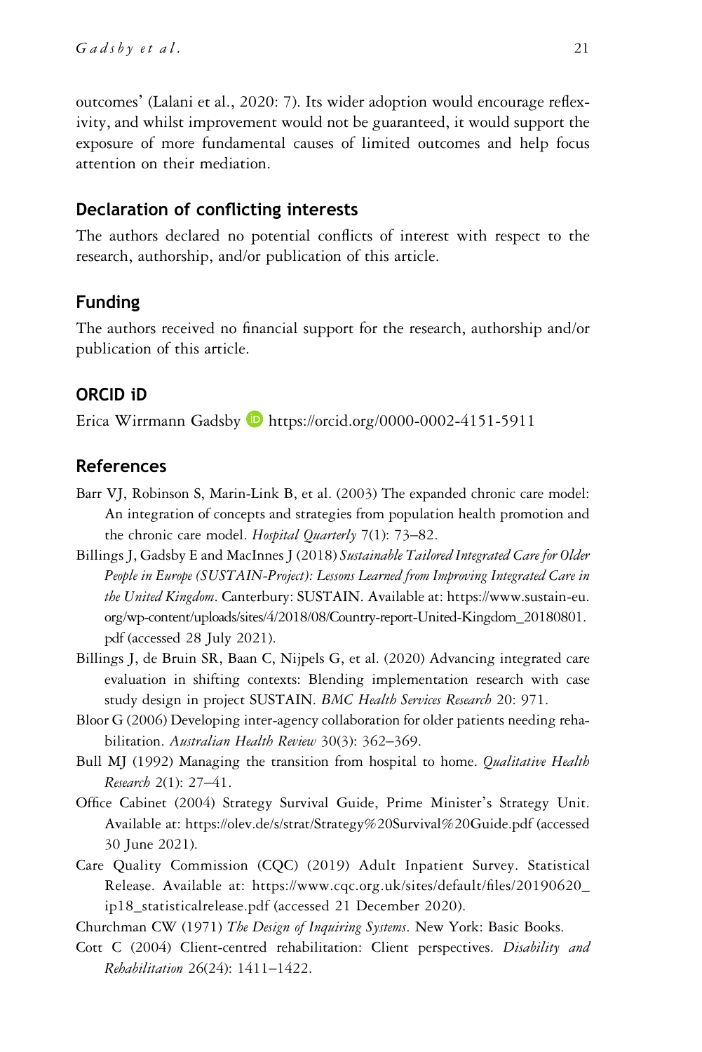outcomes' (Lalani et al., 2020: 7). Its wider adoption would encourage reflexivity, and whilst improvement would not be guaranteed, it would support the exposure of more fundamental causes of limited outcomes and help focus attention on their mediation.

## Declaration of conflicting interests

The authors declared no potential conflicts of interest with respect to the research, authorship, and/or publication of this article.

## Funding

The authors received no financial support for the research, authorship and/or publication of this article.

## ORCID iD

Erica Wirrmann Gadsby https://orcid.org/0000-0002-4151-5911

## References

Barr VJ, Robinson S, Marin-Link B, et al. (2003) The expanded chronic care model: An integration of concepts and strategies from population health promotion and the chronic care model. *Hospital Quarterly* 7(1): 73–82.

Billings J, Gadsby E and MacInnes J (2018) *Sustainable Tailored Integrated Care for Older People in Europe (SUSTAIN-Project): Lessons Learned from Improving Integrated Care in the United Kingdom*. Canterbury: SUSTAIN. Available at: https://www.sustain-eu.org/wp-content/uploads/sites/4/2018/08/Country-report-United-Kingdom_20180801.pdf (accessed 28 July 2021).

Billings J, de Bruin SR, Baan C, Nijpels G, et al. (2020) Advancing integrated care evaluation in shifting contexts: Blending implementation research with case study design in project SUSTAIN. *BMC Health Services Research* 20: 971.

Bloor G (2006) Developing inter-agency collaboration for older patients needing rehabilitation. *Australian Health Review* 30(3): 362–369.

Bull MJ (1992) Managing the transition from hospital to home. *Qualitative Health Research* 2(1): 27–41.

Office Cabinet (2004) Strategy Survival Guide, Prime Minister's Strategy Unit. Available at: https://olev.de/s/strat/Strategy%20Survival%20Guide.pdf (accessed 30 June 2021).

Care Quality Commission (CQC) (2019) Adult Inpatient Survey. Statistical Release. Available at: https://www.cqc.org.uk/sites/default/files/20190620_ip18_statisticalrelease.pdf (accessed 21 December 2020).

Churchman CW (1971) *The Design of Inquiring Systems*. New York: Basic Books.

Cott C (2004) Client-centred rehabilitation: Client perspectives. *Disability and Rehabilitation* 26(24): 1411–1422.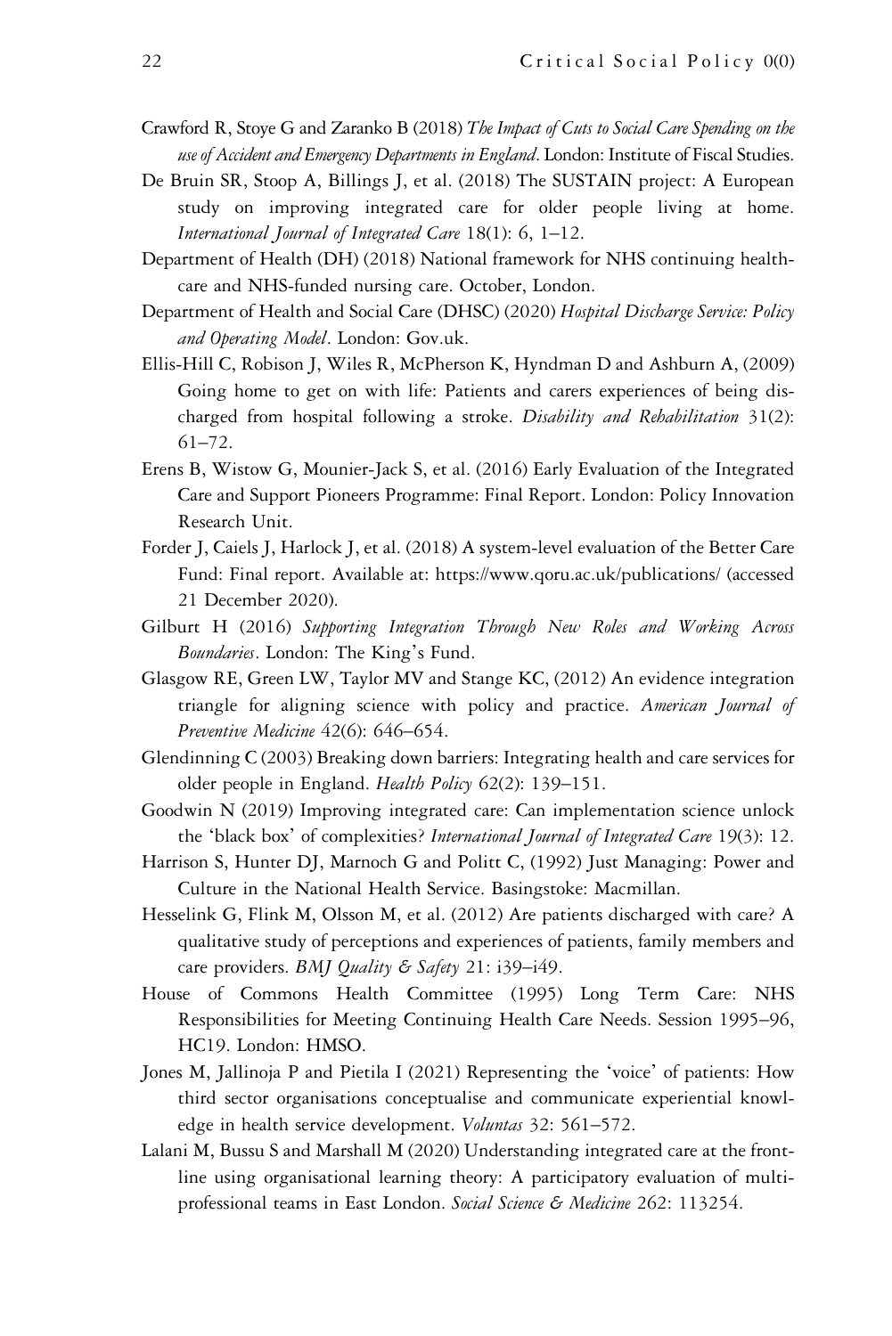Crawford R, Stoye G and Zaranko B (2018) *The Impact of Cuts to Social Care Spending on the use of Accident and Emergency Departments in England*. London: Institute of Fiscal Studies.

De Bruin SR, Stoop A, Billings J, et al. (2018) The SUSTAIN project: A European study on improving integrated care for older people living at home. *International Journal of Integrated Care* 18(1): 6, 1–12.

Department of Health (DH) (2018) National framework for NHS continuing healthcare and NHS-funded nursing care. October, London.

Department of Health and Social Care (DHSC) (2020) *Hospital Discharge Service: Policy and Operating Model*. London: Gov.uk.

Ellis-Hill C, Robison J, Wiles R, McPherson K, Hyndman D and Ashburn A, (2009) Going home to get on with life: Patients and carers experiences of being discharged from hospital following a stroke. *Disability and Rehabilitation* 31(2): 61–72.

Erens B, Wistow G, Mounier-Jack S, et al. (2016) Early Evaluation of the Integrated Care and Support Pioneers Programme: Final Report. London: Policy Innovation Research Unit.

Forder J, Caiels J, Harlock J, et al. (2018) A system-level evaluation of the Better Care Fund: Final report. Available at: https://www.qoru.ac.uk/publications/ (accessed 21 December 2020).

Gilburt H (2016) *Supporting Integration Through New Roles and Working Across Boundaries*. London: The King's Fund.

Glasgow RE, Green LW, Taylor MV and Stange KC, (2012) An evidence integration triangle for aligning science with policy and practice. *American Journal of Preventive Medicine* 42(6): 646–654.

Glendinning C (2003) Breaking down barriers: Integrating health and care services for older people in England. *Health Policy* 62(2): 139–151.

Goodwin N (2019) Improving integrated care: Can implementation science unlock the 'black box' of complexities? *International Journal of Integrated Care* 19(3): 12.

Harrison S, Hunter DJ, Marnoch G and Politt C, (1992) Just Managing: Power and Culture in the National Health Service. Basingstoke: Macmillan.

Hesselink G, Flink M, Olsson M, et al. (2012) Are patients discharged with care? A qualitative study of perceptions and experiences of patients, family members and care providers. *BMJ Quality & Safety* 21: i39–i49.

House of Commons Health Committee (1995) Long Term Care: NHS Responsibilities for Meeting Continuing Health Care Needs. Session 1995–96, HC19. London: HMSO.

Jones M, Jallinoja P and Pietila I (2021) Representing the 'voice' of patients: How third sector organisations conceptualise and communicate experiential knowledge in health service development. *Voluntas* 32: 561–572.

Lalani M, Bussu S and Marshall M (2020) Understanding integrated care at the frontline using organisational learning theory: A participatory evaluation of multi-professional teams in East London. *Social Science & Medicine* 262: 113254.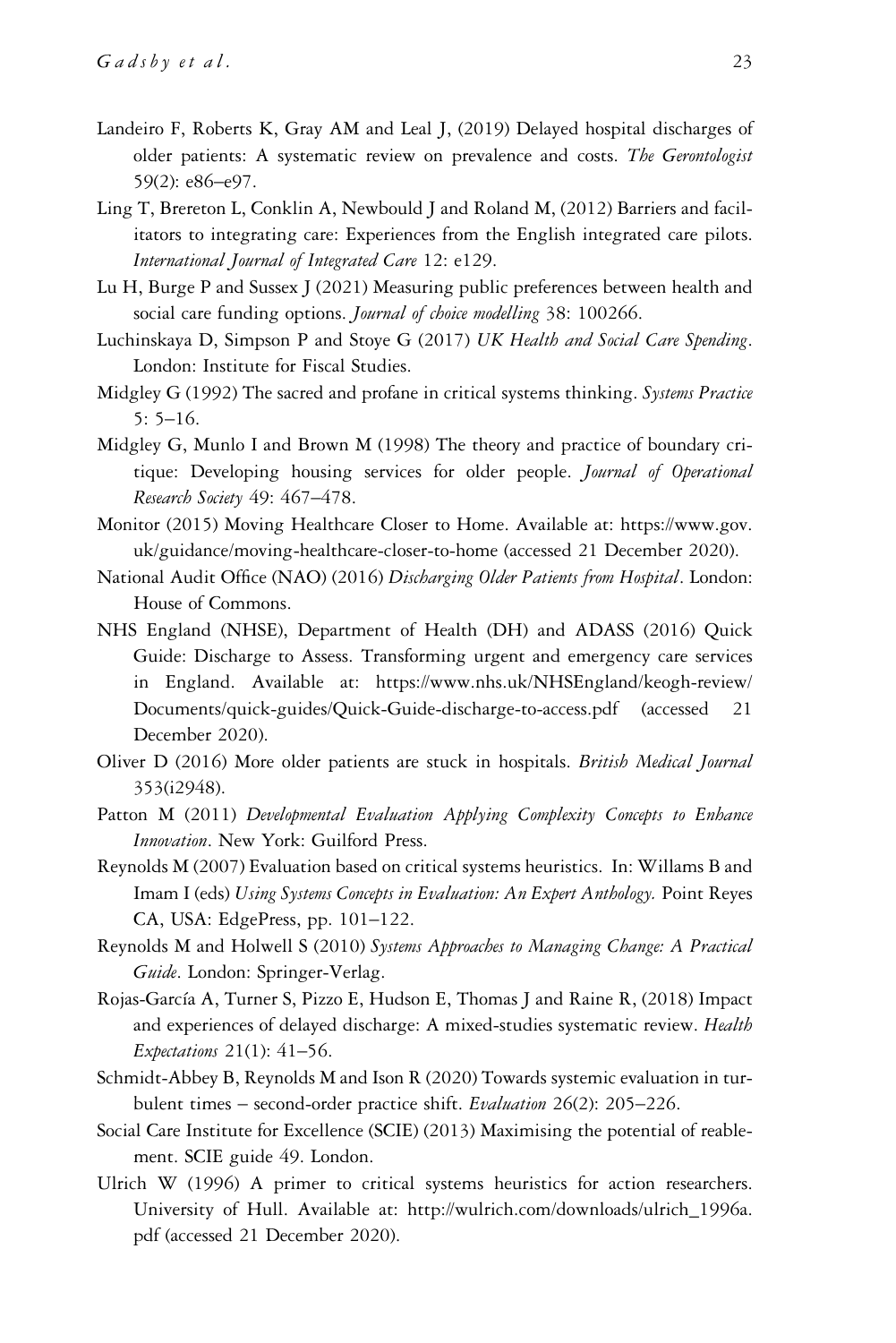Landeiro F, Roberts K, Gray AM and Leal J, (2019) Delayed hospital discharges of older patients: A systematic review on prevalence and costs. *The Gerontologist* 59(2): e86–e97.

Ling T, Brereton L, Conklin A, Newbould J and Roland M, (2012) Barriers and facilitators to integrating care: Experiences from the English integrated care pilots. *International Journal of Integrated Care* 12: e129.

Lu H, Burge P and Sussex J (2021) Measuring public preferences between health and social care funding options. *Journal of choice modelling* 38: 100266.

Luchinskaya D, Simpson P and Stoye G (2017) *UK Health and Social Care Spending*. London: Institute for Fiscal Studies.

Midgley G (1992) The sacred and profane in critical systems thinking. *Systems Practice* 5: 5–16.

Midgley G, Munlo I and Brown M (1998) The theory and practice of boundary critique: Developing housing services for older people. *Journal of Operational Research Society* 49: 467–478.

Monitor (2015) Moving Healthcare Closer to Home. Available at: https://www.gov.uk/guidance/moving-healthcare-closer-to-home (accessed 21 December 2020).

National Audit Office (NAO) (2016) *Discharging Older Patients from Hospital*. London: House of Commons.

NHS England (NHSE), Department of Health (DH) and ADASS (2016) Quick Guide: Discharge to Assess. Transforming urgent and emergency care services in England. Available at: https://www.nhs.uk/NHSEngland/keogh-review/Documents/quick-guides/Quick-Guide-discharge-to-access.pdf (accessed 21 December 2020).

Oliver D (2016) More older patients are stuck in hospitals. *British Medical Journal* 353(i2948).

Patton M (2011) *Developmental Evaluation Applying Complexity Concepts to Enhance Innovation*. New York: Guilford Press.

Reynolds M (2007) Evaluation based on critical systems heuristics. In: Willams B and Imam I (eds) *Using Systems Concepts in Evaluation: An Expert Anthology.* Point Reyes CA, USA: EdgePress, pp. 101–122.

Reynolds M and Holwell S (2010) *Systems Approaches to Managing Change: A Practical Guide*. London: Springer-Verlag.

Rojas-García A, Turner S, Pizzo E, Hudson E, Thomas J and Raine R, (2018) Impact and experiences of delayed discharge: A mixed-studies systematic review. *Health Expectations* 21(1): 41–56.

Schmidt-Abbey B, Reynolds M and Ison R (2020) Towards systemic evaluation in turbulent times – second-order practice shift. *Evaluation* 26(2): 205–226.

Social Care Institute for Excellence (SCIE) (2013) Maximising the potential of reablement. SCIE guide 49. London.

Ulrich W (1996) A primer to critical systems heuristics for action researchers. University of Hull. Available at: http://wulrich.com/downloads/ulrich_1996a.pdf (accessed 21 December 2020).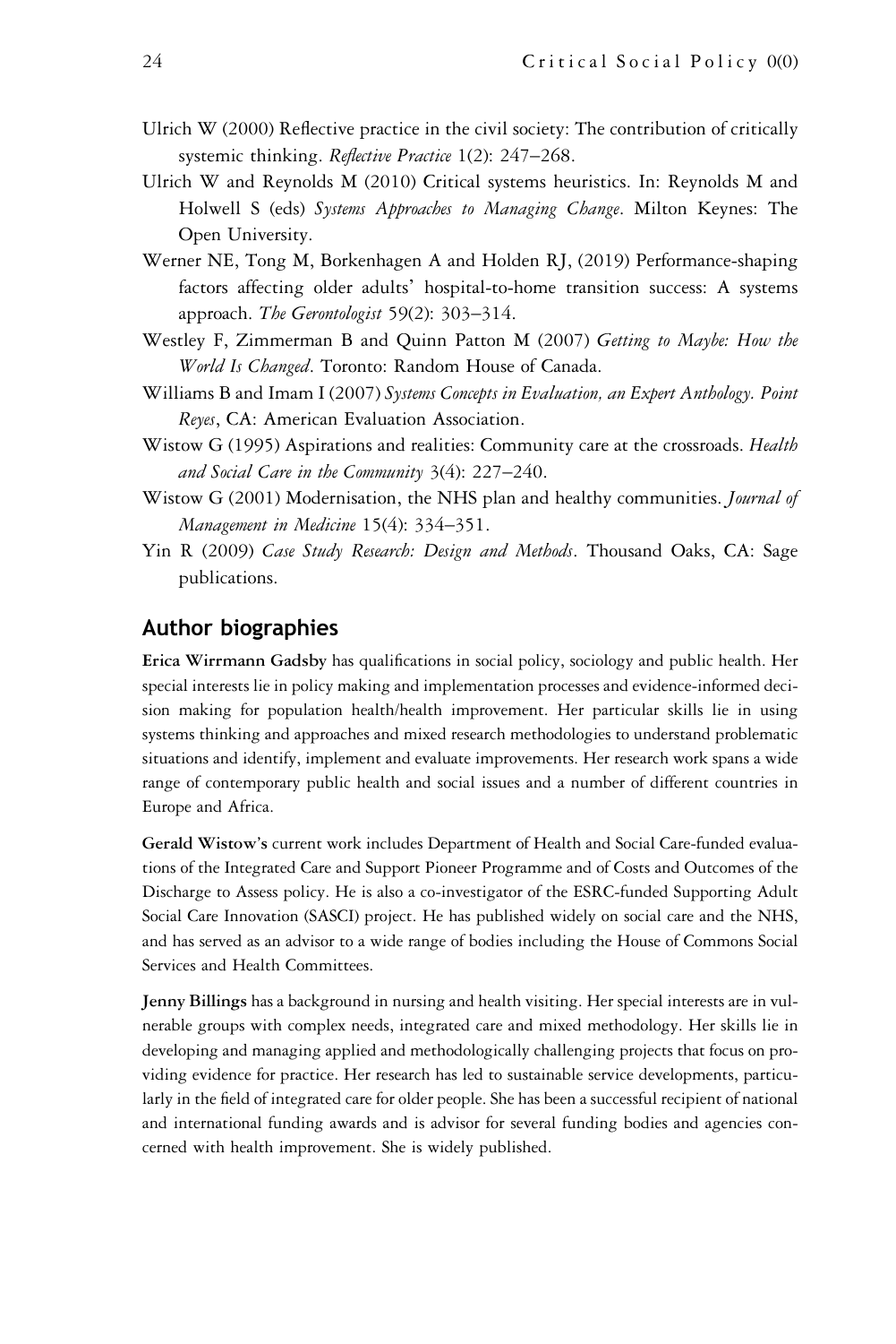Ulrich W (2000) Reflective practice in the civil society: The contribution of critically systemic thinking. *Reflective Practice* 1(2): 247–268.

Ulrich W and Reynolds M (2010) Critical systems heuristics. In: Reynolds M and Holwell S (eds) *Systems Approaches to Managing Change*. Milton Keynes: The Open University.

Werner NE, Tong M, Borkenhagen A and Holden RJ, (2019) Performance-shaping factors affecting older adults' hospital-to-home transition success: A systems approach. *The Gerontologist* 59(2): 303–314.

Westley F, Zimmerman B and Quinn Patton M (2007) *Getting to Maybe: How the World Is Changed*. Toronto: Random House of Canada.

Williams B and Imam I (2007) *Systems Concepts in Evaluation, an Expert Anthology. Point Reyes*, CA: American Evaluation Association.

Wistow G (1995) Aspirations and realities: Community care at the crossroads. *Health and Social Care in the Community* 3(4): 227–240.

Wistow G (2001) Modernisation, the NHS plan and healthy communities. *Journal of Management in Medicine* 15(4): 334–351.

Yin R (2009) *Case Study Research: Design and Methods*. Thousand Oaks, CA: Sage publications.

## Author biographies

**Erica Wirrmann Gadsby** has qualifications in social policy, sociology and public health. Her special interests lie in policy making and implementation processes and evidence-informed decision making for population health/health improvement. Her particular skills lie in using systems thinking and approaches and mixed research methodologies to understand problematic situations and identify, implement and evaluate improvements. Her research work spans a wide range of contemporary public health and social issues and a number of different countries in Europe and Africa.

**Gerald Wistow's** current work includes Department of Health and Social Care-funded evaluations of the Integrated Care and Support Pioneer Programme and of Costs and Outcomes of the Discharge to Assess policy. He is also a co-investigator of the ESRC-funded Supporting Adult Social Care Innovation (SASCI) project. He has published widely on social care and the NHS, and has served as an advisor to a wide range of bodies including the House of Commons Social Services and Health Committees.

**Jenny Billings** has a background in nursing and health visiting. Her special interests are in vulnerable groups with complex needs, integrated care and mixed methodology. Her skills lie in developing and managing applied and methodologically challenging projects that focus on providing evidence for practice. Her research has led to sustainable service developments, particularly in the field of integrated care for older people. She has been a successful recipient of national and international funding awards and is advisor for several funding bodies and agencies concerned with health improvement. She is widely published.